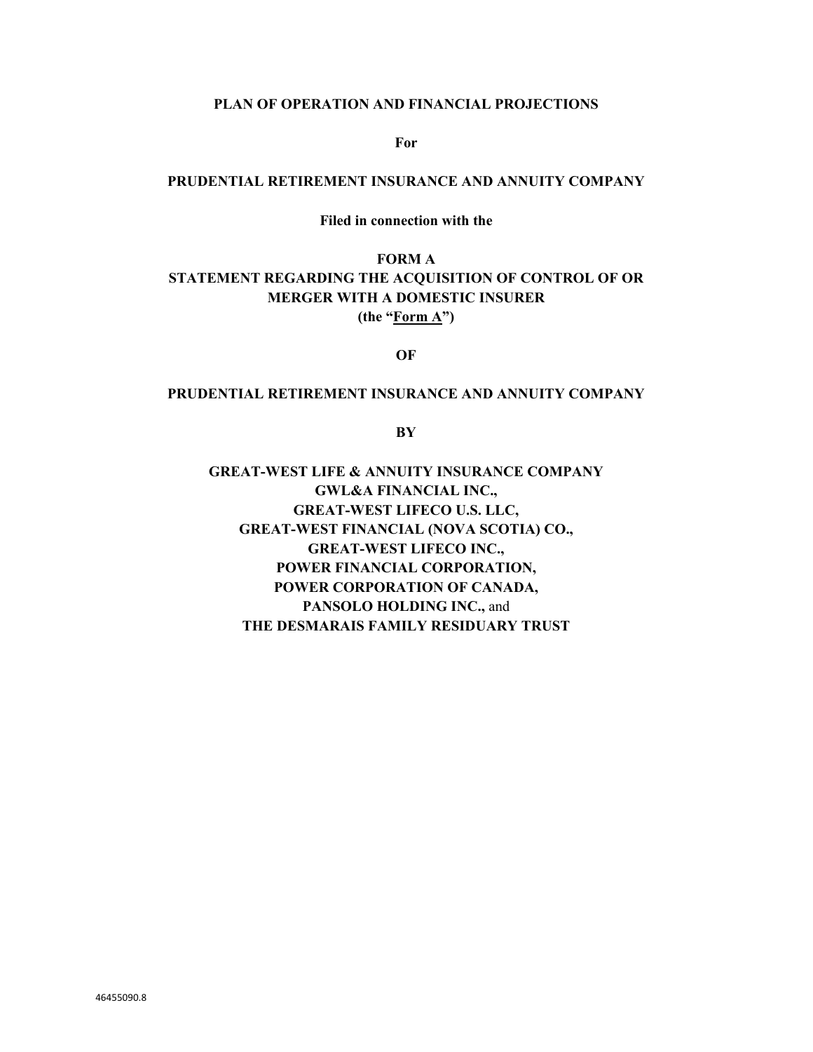**PLAN OF OPERATION AND FINANCIAL PROJECTIONS**

**For**

**PRUDENTIAL RETIREMENT INSURANCE AND ANNUITY COMPANY**

**Filed in connection with the**

**FORM A**
**STATEMENT REGARDING THE ACQUISITION OF CONTROL OF OR MERGER WITH A DOMESTIC INSURER**
**(the "Form A")**

**OF**

**PRUDENTIAL RETIREMENT INSURANCE AND ANNUITY COMPANY**

**BY**

**GREAT-WEST LIFE & ANNUITY INSURANCE COMPANY**
**GWL&A FINANCIAL INC.,**
**GREAT-WEST LIFECO U.S. LLC,**
**GREAT-WEST FINANCIAL (NOVA SCOTIA) CO.,**
**GREAT-WEST LIFECO INC.,**
**POWER FINANCIAL CORPORATION,**
**POWER CORPORATION OF CANADA,**
**PANSOLO HOLDING INC.,** and
**THE DESMARAIS FAMILY RESIDUARY TRUST**

46455090.8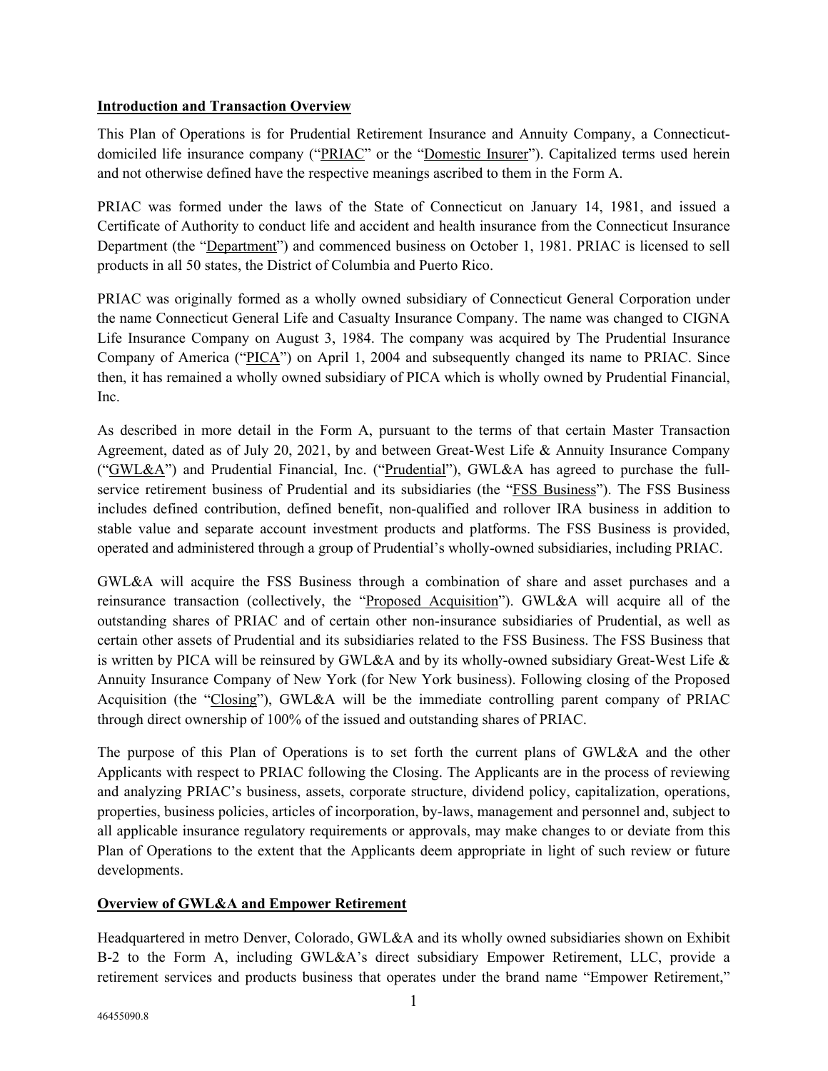## Introduction and Transaction Overview

This Plan of Operations is for Prudential Retirement Insurance and Annuity Company, a Connecticut-domiciled life insurance company ("PRIAC" or the "Domestic Insurer"). Capitalized terms used herein and not otherwise defined have the respective meanings ascribed to them in the Form A.

PRIAC was formed under the laws of the State of Connecticut on January 14, 1981, and issued a Certificate of Authority to conduct life and accident and health insurance from the Connecticut Insurance Department (the "Department") and commenced business on October 1, 1981. PRIAC is licensed to sell products in all 50 states, the District of Columbia and Puerto Rico.

PRIAC was originally formed as a wholly owned subsidiary of Connecticut General Corporation under the name Connecticut General Life and Casualty Insurance Company. The name was changed to CIGNA Life Insurance Company on August 3, 1984. The company was acquired by The Prudential Insurance Company of America ("PICA") on April 1, 2004 and subsequently changed its name to PRIAC. Since then, it has remained a wholly owned subsidiary of PICA which is wholly owned by Prudential Financial, Inc.

As described in more detail in the Form A, pursuant to the terms of that certain Master Transaction Agreement, dated as of July 20, 2021, by and between Great-West Life & Annuity Insurance Company ("GWL&A") and Prudential Financial, Inc. ("Prudential"), GWL&A has agreed to purchase the full-service retirement business of Prudential and its subsidiaries (the "FSS Business"). The FSS Business includes defined contribution, defined benefit, non-qualified and rollover IRA business in addition to stable value and separate account investment products and platforms. The FSS Business is provided, operated and administered through a group of Prudential's wholly-owned subsidiaries, including PRIAC.

GWL&A will acquire the FSS Business through a combination of share and asset purchases and a reinsurance transaction (collectively, the "Proposed Acquisition"). GWL&A will acquire all of the outstanding shares of PRIAC and of certain other non-insurance subsidiaries of Prudential, as well as certain other assets of Prudential and its subsidiaries related to the FSS Business. The FSS Business that is written by PICA will be reinsured by GWL&A and by its wholly-owned subsidiary Great-West Life & Annuity Insurance Company of New York (for New York business). Following closing of the Proposed Acquisition (the "Closing"), GWL&A will be the immediate controlling parent company of PRIAC through direct ownership of 100% of the issued and outstanding shares of PRIAC.

The purpose of this Plan of Operations is to set forth the current plans of GWL&A and the other Applicants with respect to PRIAC following the Closing. The Applicants are in the process of reviewing and analyzing PRIAC's business, assets, corporate structure, dividend policy, capitalization, operations, properties, business policies, articles of incorporation, by-laws, management and personnel and, subject to all applicable insurance regulatory requirements or approvals, may make changes to or deviate from this Plan of Operations to the extent that the Applicants deem appropriate in light of such review or future developments.

## Overview of GWL&A and Empower Retirement

Headquartered in metro Denver, Colorado, GWL&A and its wholly owned subsidiaries shown on Exhibit B-2 to the Form A, including GWL&A's direct subsidiary Empower Retirement, LLC, provide a retirement services and products business that operates under the brand name "Empower Retirement,"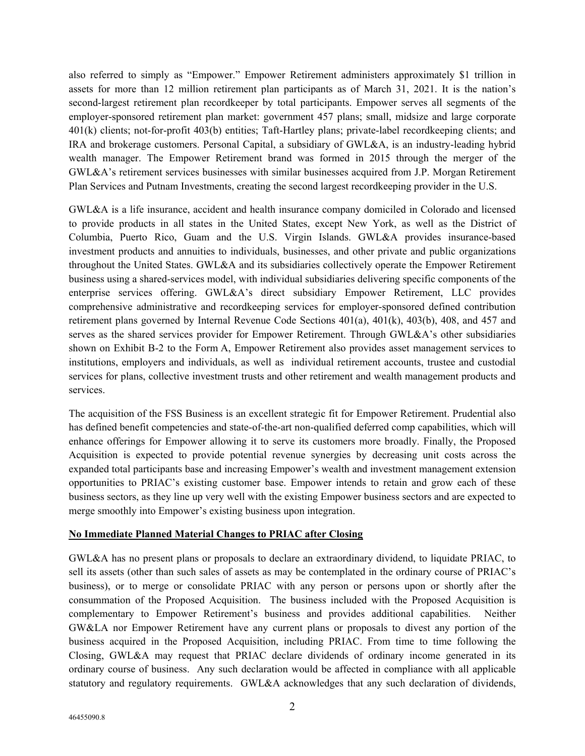also referred to simply as "Empower." Empower Retirement administers approximately $1 trillion in assets for more than 12 million retirement plan participants as of March 31, 2021. It is the nation's second-largest retirement plan recordkeeper by total participants. Empower serves all segments of the employer-sponsored retirement plan market: government 457 plans; small, midsize and large corporate 401(k) clients; not-for-profit 403(b) entities; Taft-Hartley plans; private-label recordkeeping clients; and IRA and brokerage customers. Personal Capital, a subsidiary of GWL&A, is an industry-leading hybrid wealth manager. The Empower Retirement brand was formed in 2015 through the merger of the GWL&A's retirement services businesses with similar businesses acquired from J.P. Morgan Retirement Plan Services and Putnam Investments, creating the second largest recordkeeping provider in the U.S.

GWL&A is a life insurance, accident and health insurance company domiciled in Colorado and licensed to provide products in all states in the United States, except New York, as well as the District of Columbia, Puerto Rico, Guam and the U.S. Virgin Islands. GWL&A provides insurance-based investment products and annuities to individuals, businesses, and other private and public organizations throughout the United States. GWL&A and its subsidiaries collectively operate the Empower Retirement business using a shared-services model, with individual subsidiaries delivering specific components of the enterprise services offering. GWL&A's direct subsidiary Empower Retirement, LLC provides comprehensive administrative and recordkeeping services for employer-sponsored defined contribution retirement plans governed by Internal Revenue Code Sections 401(a), 401(k), 403(b), 408, and 457 and serves as the shared services provider for Empower Retirement. Through GWL&A's other subsidiaries shown on Exhibit B-2 to the Form A, Empower Retirement also provides asset management services to institutions, employers and individuals, as well as individual retirement accounts, trustee and custodial services for plans, collective investment trusts and other retirement and wealth management products and services.

The acquisition of the FSS Business is an excellent strategic fit for Empower Retirement. Prudential also has defined benefit competencies and state-of-the-art non-qualified deferred comp capabilities, which will enhance offerings for Empower allowing it to serve its customers more broadly. Finally, the Proposed Acquisition is expected to provide potential revenue synergies by decreasing unit costs across the expanded total participants base and increasing Empower's wealth and investment management extension opportunities to PRIAC's existing customer base. Empower intends to retain and grow each of these business sectors, as they line up very well with the existing Empower business sectors and are expected to merge smoothly into Empower's existing business upon integration.

**No Immediate Planned Material Changes to PRIAC after Closing**

GWL&A has no present plans or proposals to declare an extraordinary dividend, to liquidate PRIAC, to sell its assets (other than such sales of assets as may be contemplated in the ordinary course of PRIAC's business), or to merge or consolidate PRIAC with any person or persons upon or shortly after the consummation of the Proposed Acquisition. The business included with the Proposed Acquisition is complementary to Empower Retirement's business and provides additional capabilities. Neither GW&LA nor Empower Retirement have any current plans or proposals to divest any portion of the business acquired in the Proposed Acquisition, including PRIAC. From time to time following the Closing, GWL&A may request that PRIAC declare dividends of ordinary income generated in its ordinary course of business. Any such declaration would be affected in compliance with all applicable statutory and regulatory requirements. GWL&A acknowledges that any such declaration of dividends,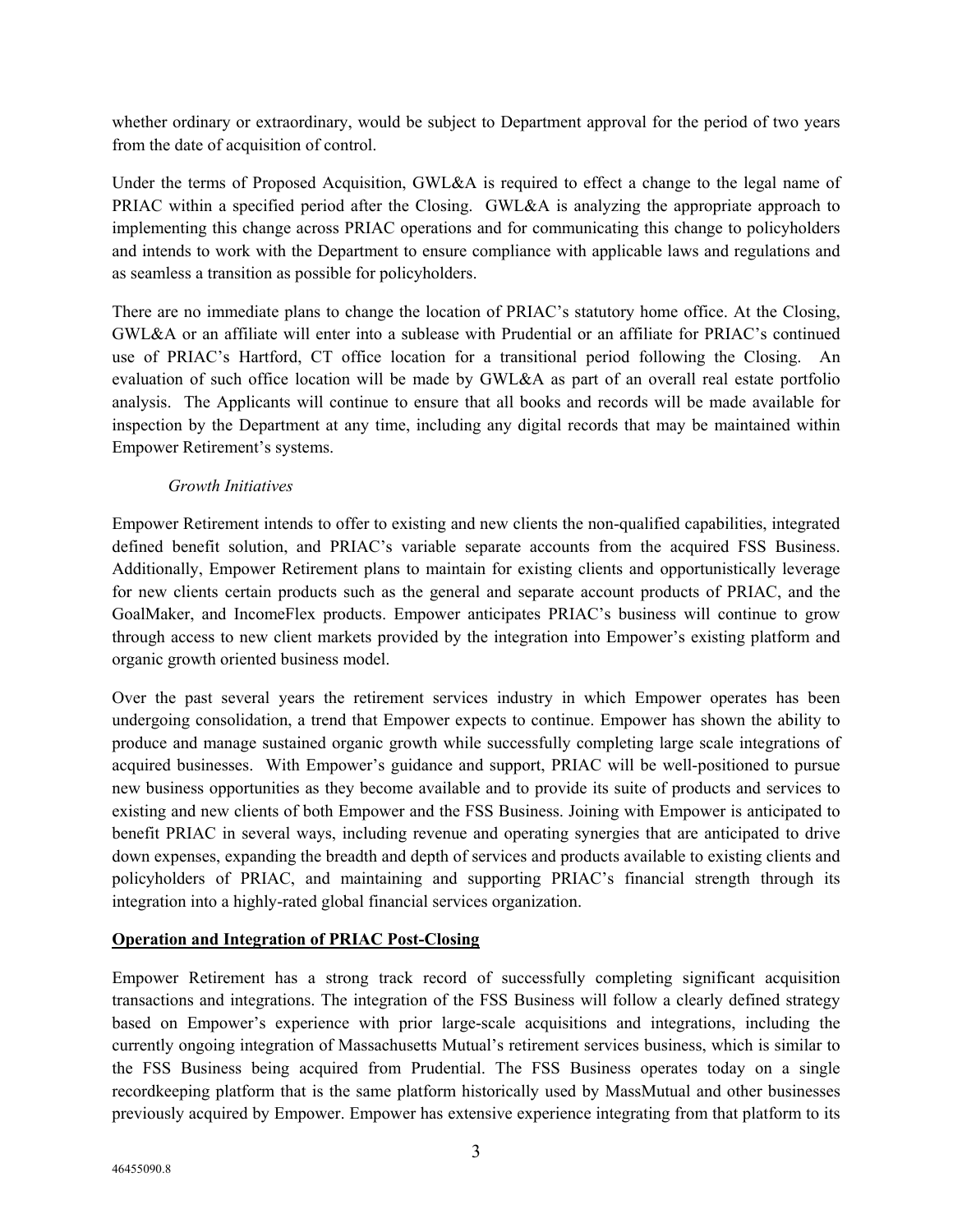whether ordinary or extraordinary, would be subject to Department approval for the period of two years from the date of acquisition of control.

Under the terms of Proposed Acquisition, GWL&A is required to effect a change to the legal name of PRIAC within a specified period after the Closing. GWL&A is analyzing the appropriate approach to implementing this change across PRIAC operations and for communicating this change to policyholders and intends to work with the Department to ensure compliance with applicable laws and regulations and as seamless a transition as possible for policyholders.

There are no immediate plans to change the location of PRIAC's statutory home office. At the Closing, GWL&A or an affiliate will enter into a sublease with Prudential or an affiliate for PRIAC's continued use of PRIAC's Hartford, CT office location for a transitional period following the Closing. An evaluation of such office location will be made by GWL&A as part of an overall real estate portfolio analysis. The Applicants will continue to ensure that all books and records will be made available for inspection by the Department at any time, including any digital records that may be maintained within Empower Retirement's systems.

*Growth Initiatives*

Empower Retirement intends to offer to existing and new clients the non-qualified capabilities, integrated defined benefit solution, and PRIAC's variable separate accounts from the acquired FSS Business. Additionally, Empower Retirement plans to maintain for existing clients and opportunistically leverage for new clients certain products such as the general and separate account products of PRIAC, and the GoalMaker, and IncomeFlex products. Empower anticipates PRIAC's business will continue to grow through access to new client markets provided by the integration into Empower's existing platform and organic growth oriented business model.

Over the past several years the retirement services industry in which Empower operates has been undergoing consolidation, a trend that Empower expects to continue. Empower has shown the ability to produce and manage sustained organic growth while successfully completing large scale integrations of acquired businesses. With Empower's guidance and support, PRIAC will be well-positioned to pursue new business opportunities as they become available and to provide its suite of products and services to existing and new clients of both Empower and the FSS Business. Joining with Empower is anticipated to benefit PRIAC in several ways, including revenue and operating synergies that are anticipated to drive down expenses, expanding the breadth and depth of services and products available to existing clients and policyholders of PRIAC, and maintaining and supporting PRIAC's financial strength through its integration into a highly-rated global financial services organization.

**Operation and Integration of PRIAC Post-Closing**

Empower Retirement has a strong track record of successfully completing significant acquisition transactions and integrations. The integration of the FSS Business will follow a clearly defined strategy based on Empower's experience with prior large-scale acquisitions and integrations, including the currently ongoing integration of Massachusetts Mutual's retirement services business, which is similar to the FSS Business being acquired from Prudential. The FSS Business operates today on a single recordkeeping platform that is the same platform historically used by MassMutual and other businesses previously acquired by Empower. Empower has extensive experience integrating from that platform to its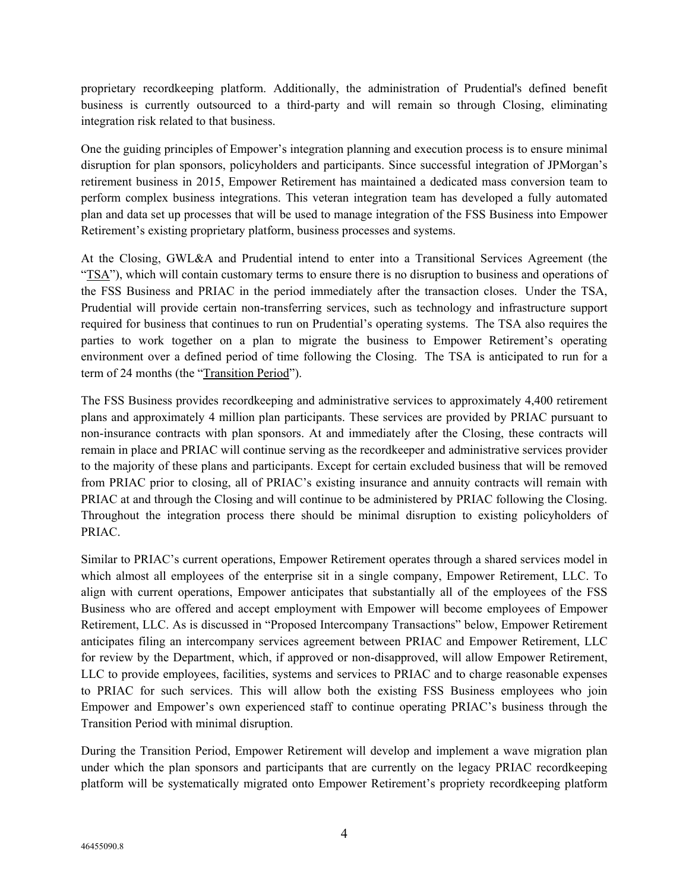proprietary recordkeeping platform. Additionally, the administration of Prudential's defined benefit business is currently outsourced to a third-party and will remain so through Closing, eliminating integration risk related to that business.

One the guiding principles of Empower's integration planning and execution process is to ensure minimal disruption for plan sponsors, policyholders and participants. Since successful integration of JPMorgan's retirement business in 2015, Empower Retirement has maintained a dedicated mass conversion team to perform complex business integrations. This veteran integration team has developed a fully automated plan and data set up processes that will be used to manage integration of the FSS Business into Empower Retirement's existing proprietary platform, business processes and systems.

At the Closing, GWL&A and Prudential intend to enter into a Transitional Services Agreement (the "TSA"), which will contain customary terms to ensure there is no disruption to business and operations of the FSS Business and PRIAC in the period immediately after the transaction closes. Under the TSA, Prudential will provide certain non-transferring services, such as technology and infrastructure support required for business that continues to run on Prudential's operating systems. The TSA also requires the parties to work together on a plan to migrate the business to Empower Retirement's operating environment over a defined period of time following the Closing. The TSA is anticipated to run for a term of 24 months (the "Transition Period").

The FSS Business provides recordkeeping and administrative services to approximately 4,400 retirement plans and approximately 4 million plan participants. These services are provided by PRIAC pursuant to non-insurance contracts with plan sponsors. At and immediately after the Closing, these contracts will remain in place and PRIAC will continue serving as the recordkeeper and administrative services provider to the majority of these plans and participants. Except for certain excluded business that will be removed from PRIAC prior to closing, all of PRIAC's existing insurance and annuity contracts will remain with PRIAC at and through the Closing and will continue to be administered by PRIAC following the Closing. Throughout the integration process there should be minimal disruption to existing policyholders of PRIAC.

Similar to PRIAC's current operations, Empower Retirement operates through a shared services model in which almost all employees of the enterprise sit in a single company, Empower Retirement, LLC. To align with current operations, Empower anticipates that substantially all of the employees of the FSS Business who are offered and accept employment with Empower will become employees of Empower Retirement, LLC. As is discussed in "Proposed Intercompany Transactions" below, Empower Retirement anticipates filing an intercompany services agreement between PRIAC and Empower Retirement, LLC for review by the Department, which, if approved or non-disapproved, will allow Empower Retirement, LLC to provide employees, facilities, systems and services to PRIAC and to charge reasonable expenses to PRIAC for such services. This will allow both the existing FSS Business employees who join Empower and Empower's own experienced staff to continue operating PRIAC's business through the Transition Period with minimal disruption.

During the Transition Period, Empower Retirement will develop and implement a wave migration plan under which the plan sponsors and participants that are currently on the legacy PRIAC recordkeeping platform will be systematically migrated onto Empower Retirement's propriety recordkeeping platform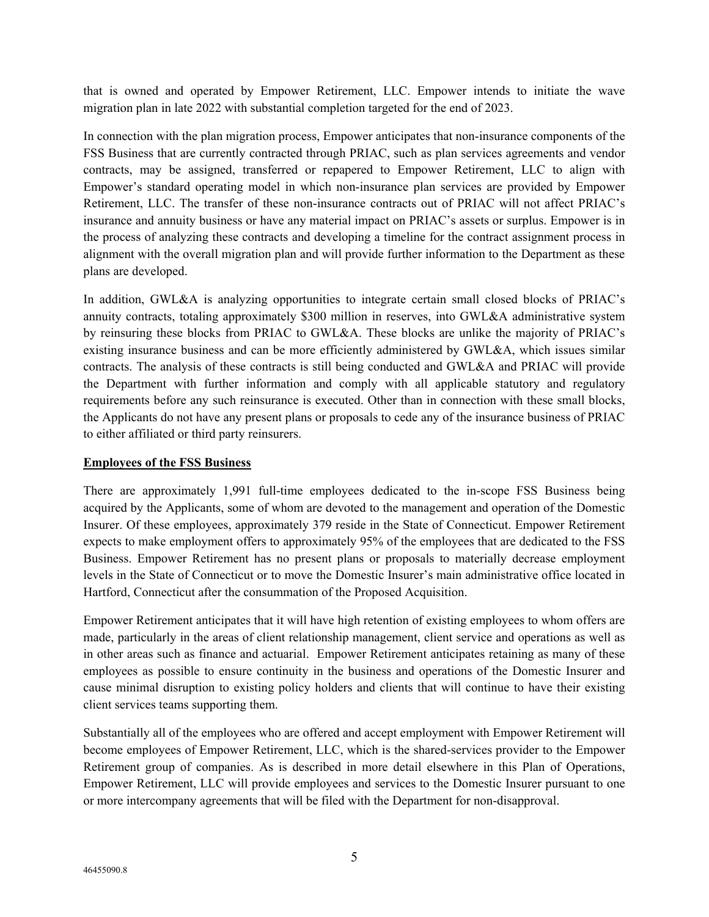that is owned and operated by Empower Retirement, LLC. Empower intends to initiate the wave migration plan in late 2022 with substantial completion targeted for the end of 2023.

In connection with the plan migration process, Empower anticipates that non-insurance components of the FSS Business that are currently contracted through PRIAC, such as plan services agreements and vendor contracts, may be assigned, transferred or repapered to Empower Retirement, LLC to align with Empower's standard operating model in which non-insurance plan services are provided by Empower Retirement, LLC. The transfer of these non-insurance contracts out of PRIAC will not affect PRIAC's insurance and annuity business or have any material impact on PRIAC's assets or surplus. Empower is in the process of analyzing these contracts and developing a timeline for the contract assignment process in alignment with the overall migration plan and will provide further information to the Department as these plans are developed.

In addition, GWL&A is analyzing opportunities to integrate certain small closed blocks of PRIAC's annuity contracts, totaling approximately $300 million in reserves, into GWL&A administrative system by reinsuring these blocks from PRIAC to GWL&A. These blocks are unlike the majority of PRIAC's existing insurance business and can be more efficiently administered by GWL&A, which issues similar contracts. The analysis of these contracts is still being conducted and GWL&A and PRIAC will provide the Department with further information and comply with all applicable statutory and regulatory requirements before any such reinsurance is executed. Other than in connection with these small blocks, the Applicants do not have any present plans or proposals to cede any of the insurance business of PRIAC to either affiliated or third party reinsurers.

**Employees of the FSS Business**

There are approximately 1,991 full-time employees dedicated to the in-scope FSS Business being acquired by the Applicants, some of whom are devoted to the management and operation of the Domestic Insurer. Of these employees, approximately 379 reside in the State of Connecticut. Empower Retirement expects to make employment offers to approximately 95% of the employees that are dedicated to the FSS Business. Empower Retirement has no present plans or proposals to materially decrease employment levels in the State of Connecticut or to move the Domestic Insurer's main administrative office located in Hartford, Connecticut after the consummation of the Proposed Acquisition.

Empower Retirement anticipates that it will have high retention of existing employees to whom offers are made, particularly in the areas of client relationship management, client service and operations as well as in other areas such as finance and actuarial. Empower Retirement anticipates retaining as many of these employees as possible to ensure continuity in the business and operations of the Domestic Insurer and cause minimal disruption to existing policy holders and clients that will continue to have their existing client services teams supporting them.

Substantially all of the employees who are offered and accept employment with Empower Retirement will become employees of Empower Retirement, LLC, which is the shared-services provider to the Empower Retirement group of companies. As is described in more detail elsewhere in this Plan of Operations, Empower Retirement, LLC will provide employees and services to the Domestic Insurer pursuant to one or more intercompany agreements that will be filed with the Department for non-disapproval.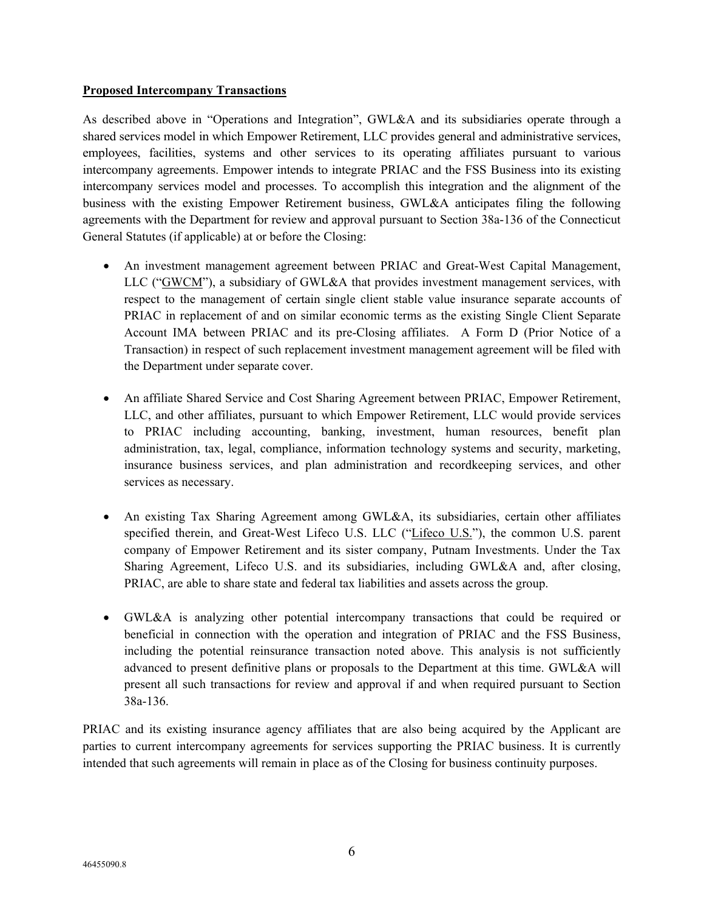**Proposed Intercompany Transactions**

As described above in "Operations and Integration", GWL&A and its subsidiaries operate through a shared services model in which Empower Retirement, LLC provides general and administrative services, employees, facilities, systems and other services to its operating affiliates pursuant to various intercompany agreements. Empower intends to integrate PRIAC and the FSS Business into its existing intercompany services model and processes. To accomplish this integration and the alignment of the business with the existing Empower Retirement business, GWL&A anticipates filing the following agreements with the Department for review and approval pursuant to Section 38a-136 of the Connecticut General Statutes (if applicable) at or before the Closing:

- An investment management agreement between PRIAC and Great-West Capital Management, LLC ("GWCM"), a subsidiary of GWL&A that provides investment management services, with respect to the management of certain single client stable value insurance separate accounts of PRIAC in replacement of and on similar economic terms as the existing Single Client Separate Account IMA between PRIAC and its pre-Closing affiliates. A Form D (Prior Notice of a Transaction) in respect of such replacement investment management agreement will be filed with the Department under separate cover.
- An affiliate Shared Service and Cost Sharing Agreement between PRIAC, Empower Retirement, LLC, and other affiliates, pursuant to which Empower Retirement, LLC would provide services to PRIAC including accounting, banking, investment, human resources, benefit plan administration, tax, legal, compliance, information technology systems and security, marketing, insurance business services, and plan administration and recordkeeping services, and other services as necessary.
- An existing Tax Sharing Agreement among GWL&A, its subsidiaries, certain other affiliates specified therein, and Great-West Lifeco U.S. LLC ("Lifeco U.S."), the common U.S. parent company of Empower Retirement and its sister company, Putnam Investments. Under the Tax Sharing Agreement, Lifeco U.S. and its subsidiaries, including GWL&A and, after closing, PRIAC, are able to share state and federal tax liabilities and assets across the group.
- GWL&A is analyzing other potential intercompany transactions that could be required or beneficial in connection with the operation and integration of PRIAC and the FSS Business, including the potential reinsurance transaction noted above. This analysis is not sufficiently advanced to present definitive plans or proposals to the Department at this time. GWL&A will present all such transactions for review and approval if and when required pursuant to Section 38a-136.

PRIAC and its existing insurance agency affiliates that are also being acquired by the Applicant are parties to current intercompany agreements for services supporting the PRIAC business. It is currently intended that such agreements will remain in place as of the Closing for business continuity purposes.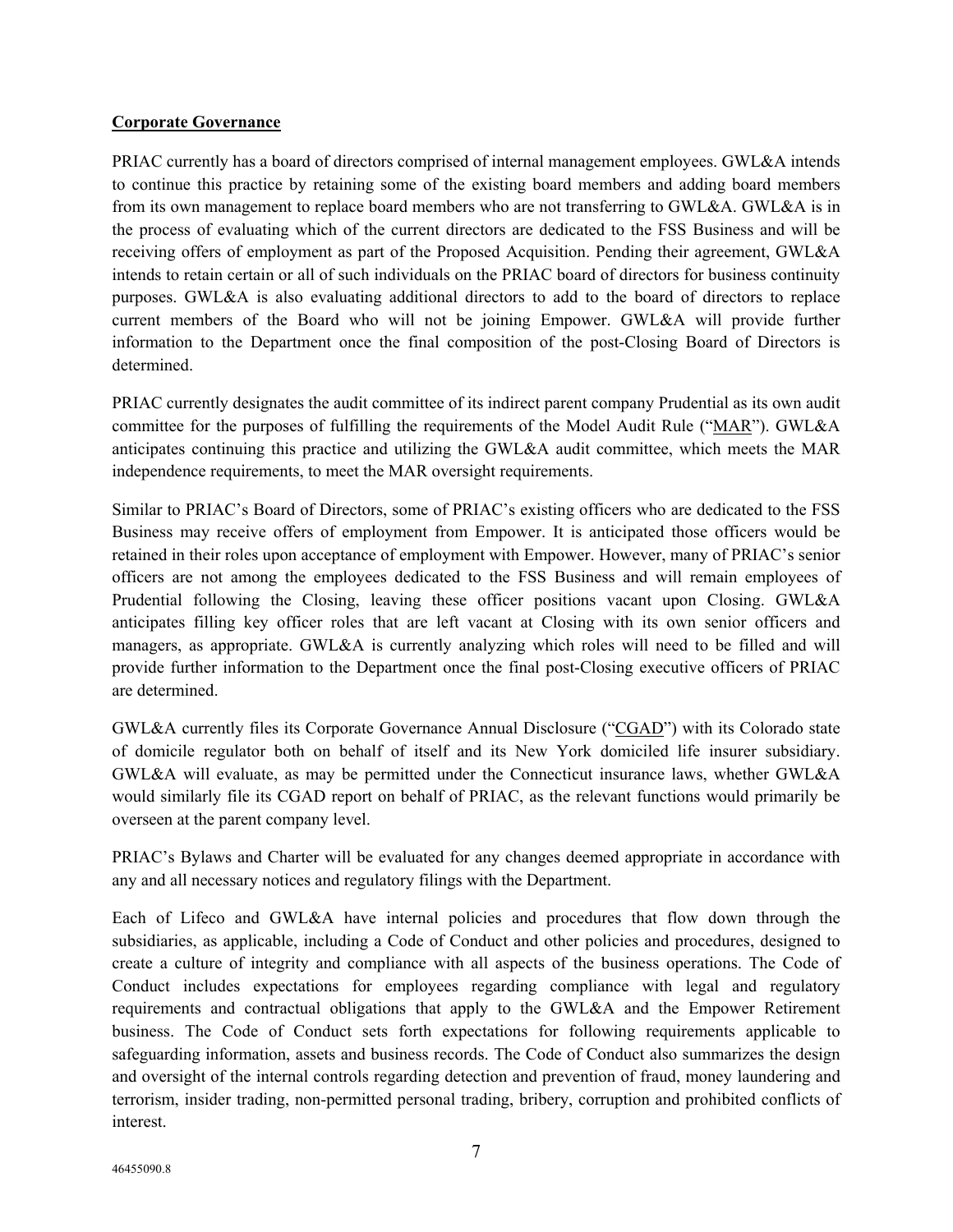**Corporate Governance**

PRIAC currently has a board of directors comprised of internal management employees. GWL&A intends to continue this practice by retaining some of the existing board members and adding board members from its own management to replace board members who are not transferring to GWL&A. GWL&A is in the process of evaluating which of the current directors are dedicated to the FSS Business and will be receiving offers of employment as part of the Proposed Acquisition. Pending their agreement, GWL&A intends to retain certain or all of such individuals on the PRIAC board of directors for business continuity purposes. GWL&A is also evaluating additional directors to add to the board of directors to replace current members of the Board who will not be joining Empower. GWL&A will provide further information to the Department once the final composition of the post-Closing Board of Directors is determined.

PRIAC currently designates the audit committee of its indirect parent company Prudential as its own audit committee for the purposes of fulfilling the requirements of the Model Audit Rule ("MAR"). GWL&A anticipates continuing this practice and utilizing the GWL&A audit committee, which meets the MAR independence requirements, to meet the MAR oversight requirements.

Similar to PRIAC's Board of Directors, some of PRIAC's existing officers who are dedicated to the FSS Business may receive offers of employment from Empower. It is anticipated those officers would be retained in their roles upon acceptance of employment with Empower. However, many of PRIAC's senior officers are not among the employees dedicated to the FSS Business and will remain employees of Prudential following the Closing, leaving these officer positions vacant upon Closing. GWL&A anticipates filling key officer roles that are left vacant at Closing with its own senior officers and managers, as appropriate. GWL&A is currently analyzing which roles will need to be filled and will provide further information to the Department once the final post-Closing executive officers of PRIAC are determined.

GWL&A currently files its Corporate Governance Annual Disclosure ("CGAD") with its Colorado state of domicile regulator both on behalf of itself and its New York domiciled life insurer subsidiary. GWL&A will evaluate, as may be permitted under the Connecticut insurance laws, whether GWL&A would similarly file its CGAD report on behalf of PRIAC, as the relevant functions would primarily be overseen at the parent company level.

PRIAC's Bylaws and Charter will be evaluated for any changes deemed appropriate in accordance with any and all necessary notices and regulatory filings with the Department.

Each of Lifeco and GWL&A have internal policies and procedures that flow down through the subsidiaries, as applicable, including a Code of Conduct and other policies and procedures, designed to create a culture of integrity and compliance with all aspects of the business operations. The Code of Conduct includes expectations for employees regarding compliance with legal and regulatory requirements and contractual obligations that apply to the GWL&A and the Empower Retirement business. The Code of Conduct sets forth expectations for following requirements applicable to safeguarding information, assets and business records. The Code of Conduct also summarizes the design and oversight of the internal controls regarding detection and prevention of fraud, money laundering and terrorism, insider trading, non-permitted personal trading, bribery, corruption and prohibited conflicts of interest.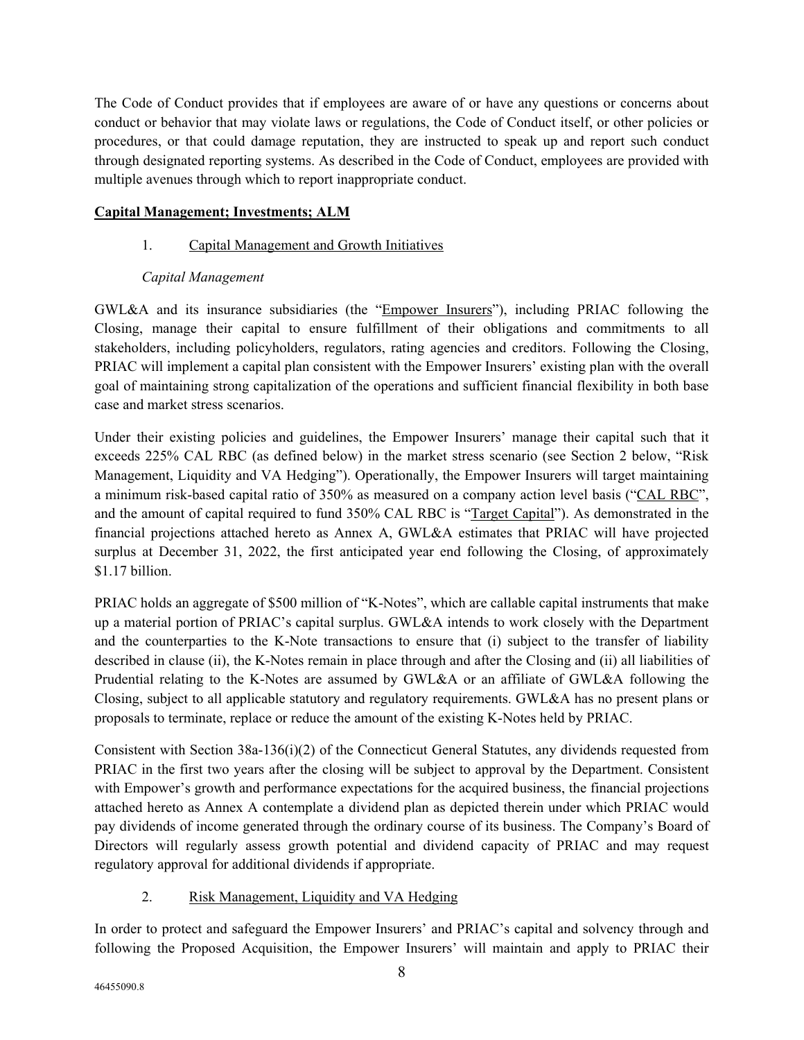The Code of Conduct provides that if employees are aware of or have any questions or concerns about conduct or behavior that may violate laws or regulations, the Code of Conduct itself, or other policies or procedures, or that could damage reputation, they are instructed to speak up and report such conduct through designated reporting systems. As described in the Code of Conduct, employees are provided with multiple avenues through which to report inappropriate conduct.

**Capital Management; Investments; ALM**

1. Capital Management and Growth Initiatives

*Capital Management*

GWL&A and its insurance subsidiaries (the "Empower Insurers"), including PRIAC following the Closing, manage their capital to ensure fulfillment of their obligations and commitments to all stakeholders, including policyholders, regulators, rating agencies and creditors. Following the Closing, PRIAC will implement a capital plan consistent with the Empower Insurers' existing plan with the overall goal of maintaining strong capitalization of the operations and sufficient financial flexibility in both base case and market stress scenarios.

Under their existing policies and guidelines, the Empower Insurers' manage their capital such that it exceeds 225% CAL RBC (as defined below) in the market stress scenario (see Section 2 below, "Risk Management, Liquidity and VA Hedging"). Operationally, the Empower Insurers will target maintaining a minimum risk-based capital ratio of 350% as measured on a company action level basis ("CAL RBC", and the amount of capital required to fund 350% CAL RBC is "Target Capital"). As demonstrated in the financial projections attached hereto as Annex A, GWL&A estimates that PRIAC will have projected surplus at December 31, 2022, the first anticipated year end following the Closing, of approximately $1.17 billion.

PRIAC holds an aggregate of $500 million of "K-Notes", which are callable capital instruments that make up a material portion of PRIAC's capital surplus. GWL&A intends to work closely with the Department and the counterparties to the K-Note transactions to ensure that (i) subject to the transfer of liability described in clause (ii), the K-Notes remain in place through and after the Closing and (ii) all liabilities of Prudential relating to the K-Notes are assumed by GWL&A or an affiliate of GWL&A following the Closing, subject to all applicable statutory and regulatory requirements. GWL&A has no present plans or proposals to terminate, replace or reduce the amount of the existing K-Notes held by PRIAC.

Consistent with Section 38a-136(i)(2) of the Connecticut General Statutes, any dividends requested from PRIAC in the first two years after the closing will be subject to approval by the Department. Consistent with Empower's growth and performance expectations for the acquired business, the financial projections attached hereto as Annex A contemplate a dividend plan as depicted therein under which PRIAC would pay dividends of income generated through the ordinary course of its business. The Company's Board of Directors will regularly assess growth potential and dividend capacity of PRIAC and may request regulatory approval for additional dividends if appropriate.

2. Risk Management, Liquidity and VA Hedging

In order to protect and safeguard the Empower Insurers' and PRIAC's capital and solvency through and following the Proposed Acquisition, the Empower Insurers' will maintain and apply to PRIAC their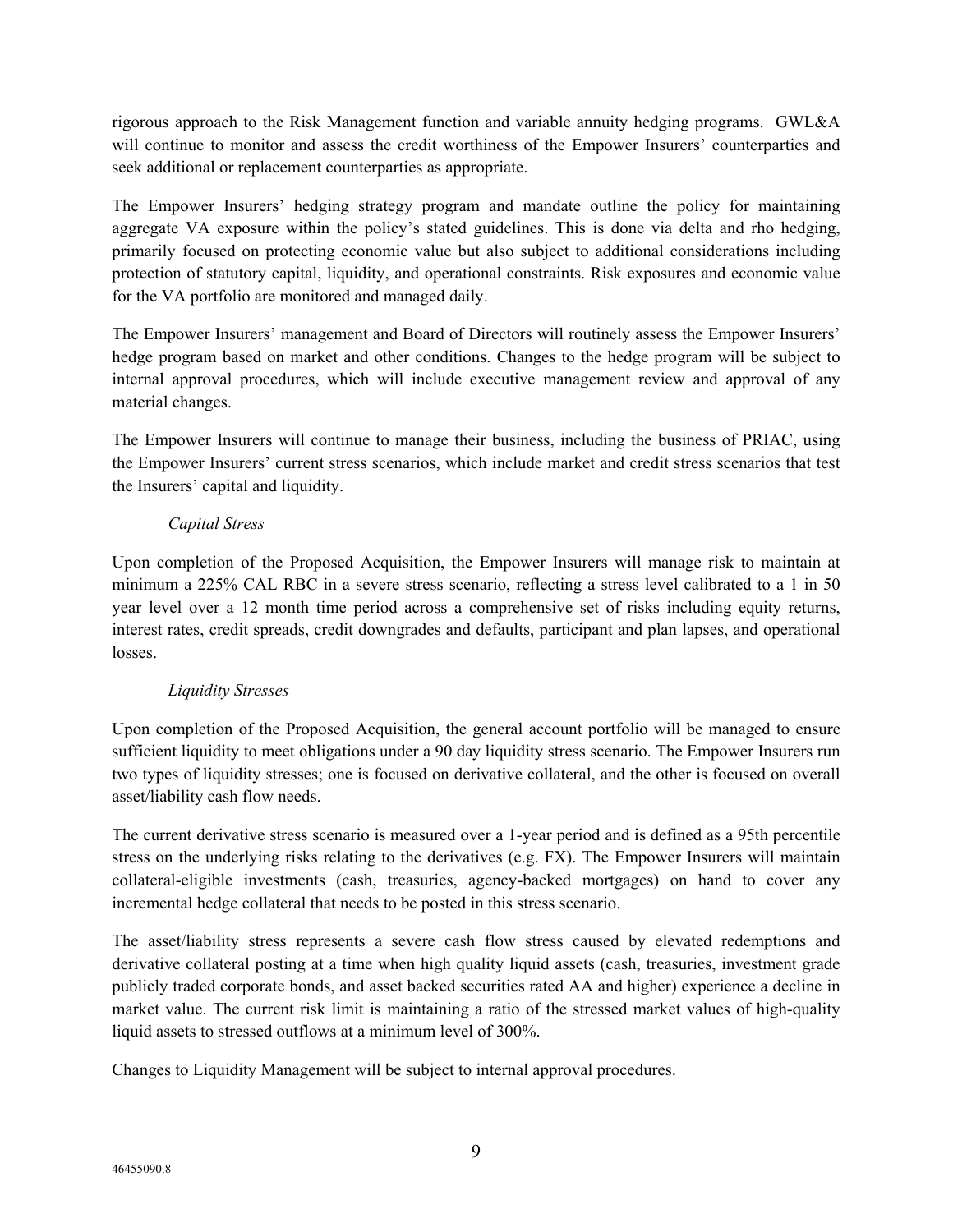rigorous approach to the Risk Management function and variable annuity hedging programs. GWL&A will continue to monitor and assess the credit worthiness of the Empower Insurers' counterparties and seek additional or replacement counterparties as appropriate.

The Empower Insurers' hedging strategy program and mandate outline the policy for maintaining aggregate VA exposure within the policy's stated guidelines. This is done via delta and rho hedging, primarily focused on protecting economic value but also subject to additional considerations including protection of statutory capital, liquidity, and operational constraints. Risk exposures and economic value for the VA portfolio are monitored and managed daily.

The Empower Insurers' management and Board of Directors will routinely assess the Empower Insurers' hedge program based on market and other conditions. Changes to the hedge program will be subject to internal approval procedures, which will include executive management review and approval of any material changes.

The Empower Insurers will continue to manage their business, including the business of PRIAC, using the Empower Insurers' current stress scenarios, which include market and credit stress scenarios that test the Insurers' capital and liquidity.

*Capital Stress*

Upon completion of the Proposed Acquisition, the Empower Insurers will manage risk to maintain at minimum a 225% CAL RBC in a severe stress scenario, reflecting a stress level calibrated to a 1 in 50 year level over a 12 month time period across a comprehensive set of risks including equity returns, interest rates, credit spreads, credit downgrades and defaults, participant and plan lapses, and operational losses.

*Liquidity Stresses*

Upon completion of the Proposed Acquisition, the general account portfolio will be managed to ensure sufficient liquidity to meet obligations under a 90 day liquidity stress scenario. The Empower Insurers run two types of liquidity stresses; one is focused on derivative collateral, and the other is focused on overall asset/liability cash flow needs.

The current derivative stress scenario is measured over a 1-year period and is defined as a 95th percentile stress on the underlying risks relating to the derivatives (e.g. FX). The Empower Insurers will maintain collateral-eligible investments (cash, treasuries, agency-backed mortgages) on hand to cover any incremental hedge collateral that needs to be posted in this stress scenario.

The asset/liability stress represents a severe cash flow stress caused by elevated redemptions and derivative collateral posting at a time when high quality liquid assets (cash, treasuries, investment grade publicly traded corporate bonds, and asset backed securities rated AA and higher) experience a decline in market value. The current risk limit is maintaining a ratio of the stressed market values of high-quality liquid assets to stressed outflows at a minimum level of 300%.

Changes to Liquidity Management will be subject to internal approval procedures.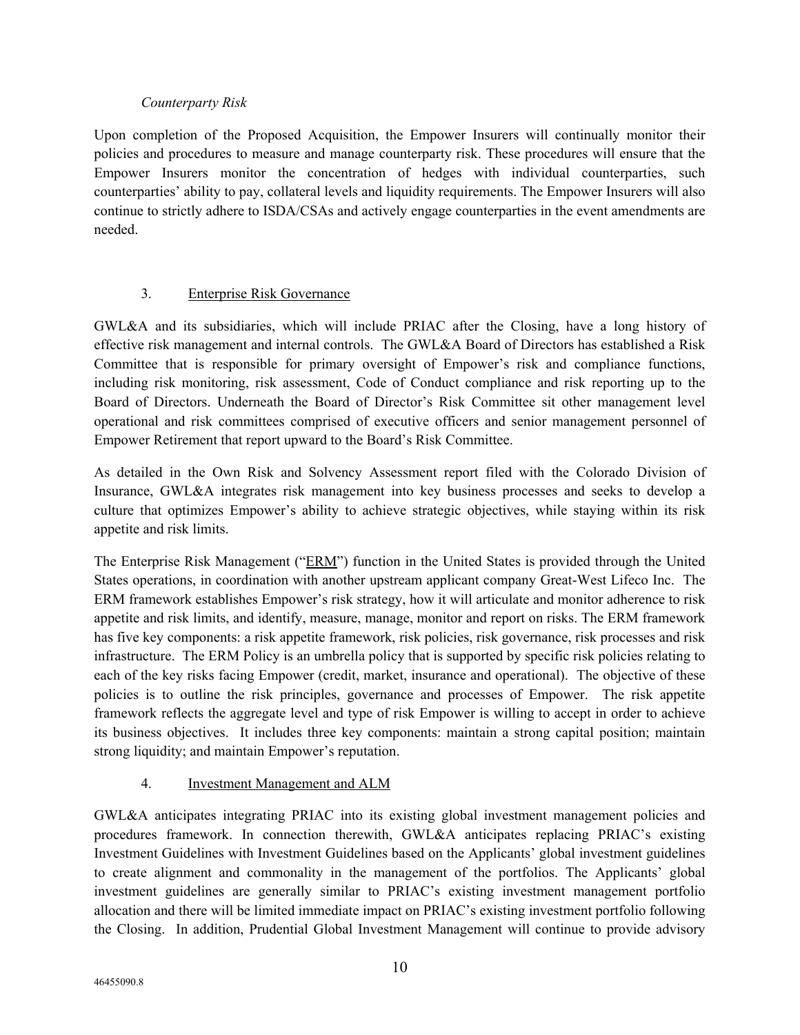*Counterparty Risk*

Upon completion of the Proposed Acquisition, the Empower Insurers will continually monitor their policies and procedures to measure and manage counterparty risk. These procedures will ensure that the Empower Insurers monitor the concentration of hedges with individual counterparties, such counterparties' ability to pay, collateral levels and liquidity requirements. The Empower Insurers will also continue to strictly adhere to ISDA/CSAs and actively engage counterparties in the event amendments are needed.

### 3. Enterprise Risk Governance

GWL&A and its subsidiaries, which will include PRIAC after the Closing, have a long history of effective risk management and internal controls. The GWL&A Board of Directors has established a Risk Committee that is responsible for primary oversight of Empower's risk and compliance functions, including risk monitoring, risk assessment, Code of Conduct compliance and risk reporting up to the Board of Directors. Underneath the Board of Director's Risk Committee sit other management level operational and risk committees comprised of executive officers and senior management personnel of Empower Retirement that report upward to the Board's Risk Committee.

As detailed in the Own Risk and Solvency Assessment report filed with the Colorado Division of Insurance, GWL&A integrates risk management into key business processes and seeks to develop a culture that optimizes Empower's ability to achieve strategic objectives, while staying within its risk appetite and risk limits.

The Enterprise Risk Management ("ERM") function in the United States is provided through the United States operations, in coordination with another upstream applicant company Great-West Lifeco Inc. The ERM framework establishes Empower's risk strategy, how it will articulate and monitor adherence to risk appetite and risk limits, and identify, measure, manage, monitor and report on risks. The ERM framework has five key components: a risk appetite framework, risk policies, risk governance, risk processes and risk infrastructure. The ERM Policy is an umbrella policy that is supported by specific risk policies relating to each of the key risks facing Empower (credit, market, insurance and operational). The objective of these policies is to outline the risk principles, governance and processes of Empower. The risk appetite framework reflects the aggregate level and type of risk Empower is willing to accept in order to achieve its business objectives. It includes three key components: maintain a strong capital position; maintain strong liquidity; and maintain Empower's reputation.

### 4. Investment Management and ALM

GWL&A anticipates integrating PRIAC into its existing global investment management policies and procedures framework. In connection therewith, GWL&A anticipates replacing PRIAC's existing Investment Guidelines with Investment Guidelines based on the Applicants' global investment guidelines to create alignment and commonality in the management of the portfolios. The Applicants' global investment guidelines are generally similar to PRIAC's existing investment management portfolio allocation and there will be limited immediate impact on PRIAC's existing investment portfolio following the Closing. In addition, Prudential Global Investment Management will continue to provide advisory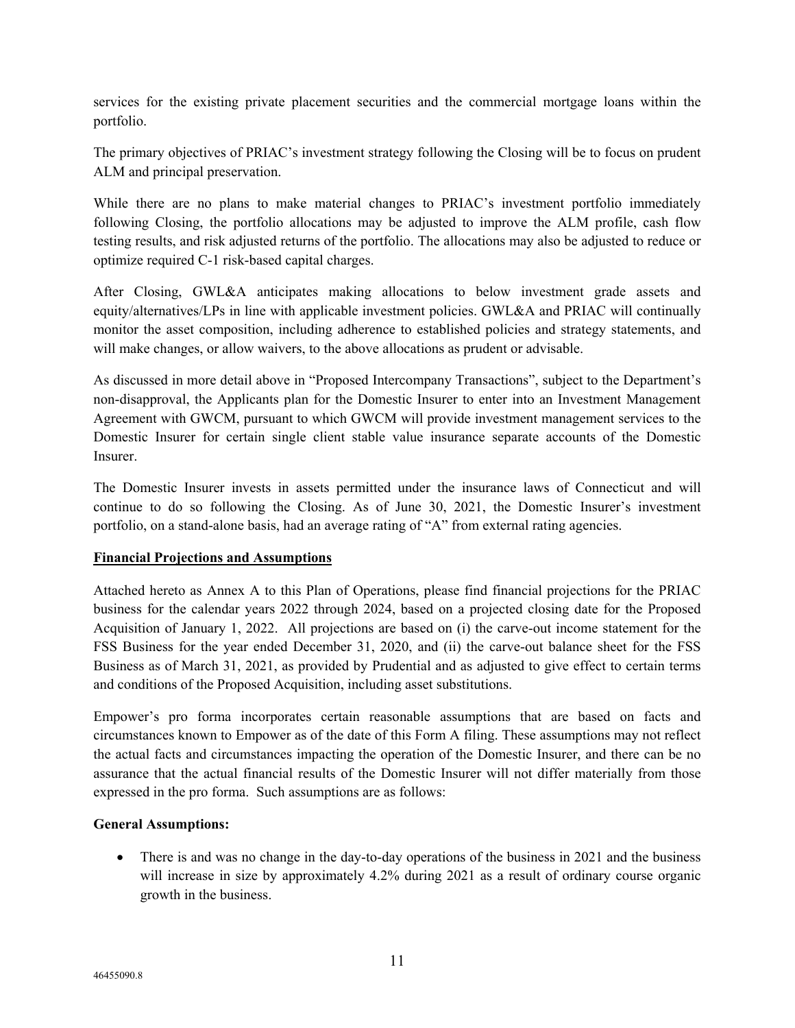services for the existing private placement securities and the commercial mortgage loans within the portfolio.

The primary objectives of PRIAC's investment strategy following the Closing will be to focus on prudent ALM and principal preservation.

While there are no plans to make material changes to PRIAC's investment portfolio immediately following Closing, the portfolio allocations may be adjusted to improve the ALM profile, cash flow testing results, and risk adjusted returns of the portfolio. The allocations may also be adjusted to reduce or optimize required C-1 risk-based capital charges.

After Closing, GWL&A anticipates making allocations to below investment grade assets and equity/alternatives/LPs in line with applicable investment policies. GWL&A and PRIAC will continually monitor the asset composition, including adherence to established policies and strategy statements, and will make changes, or allow waivers, to the above allocations as prudent or advisable.

As discussed in more detail above in "Proposed Intercompany Transactions", subject to the Department's non-disapproval, the Applicants plan for the Domestic Insurer to enter into an Investment Management Agreement with GWCM, pursuant to which GWCM will provide investment management services to the Domestic Insurer for certain single client stable value insurance separate accounts of the Domestic Insurer.

The Domestic Insurer invests in assets permitted under the insurance laws of Connecticut and will continue to do so following the Closing. As of June 30, 2021, the Domestic Insurer's investment portfolio, on a stand-alone basis, had an average rating of "A" from external rating agencies.

**Financial Projections and Assumptions**

Attached hereto as Annex A to this Plan of Operations, please find financial projections for the PRIAC business for the calendar years 2022 through 2024, based on a projected closing date for the Proposed Acquisition of January 1, 2022. All projections are based on (i) the carve-out income statement for the FSS Business for the year ended December 31, 2020, and (ii) the carve-out balance sheet for the FSS Business as of March 31, 2021, as provided by Prudential and as adjusted to give effect to certain terms and conditions of the Proposed Acquisition, including asset substitutions.

Empower's pro forma incorporates certain reasonable assumptions that are based on facts and circumstances known to Empower as of the date of this Form A filing. These assumptions may not reflect the actual facts and circumstances impacting the operation of the Domestic Insurer, and there can be no assurance that the actual financial results of the Domestic Insurer will not differ materially from those expressed in the pro forma. Such assumptions are as follows:

**General Assumptions:**

- There is and was no change in the day-to-day operations of the business in 2021 and the business will increase in size by approximately 4.2% during 2021 as a result of ordinary course organic growth in the business.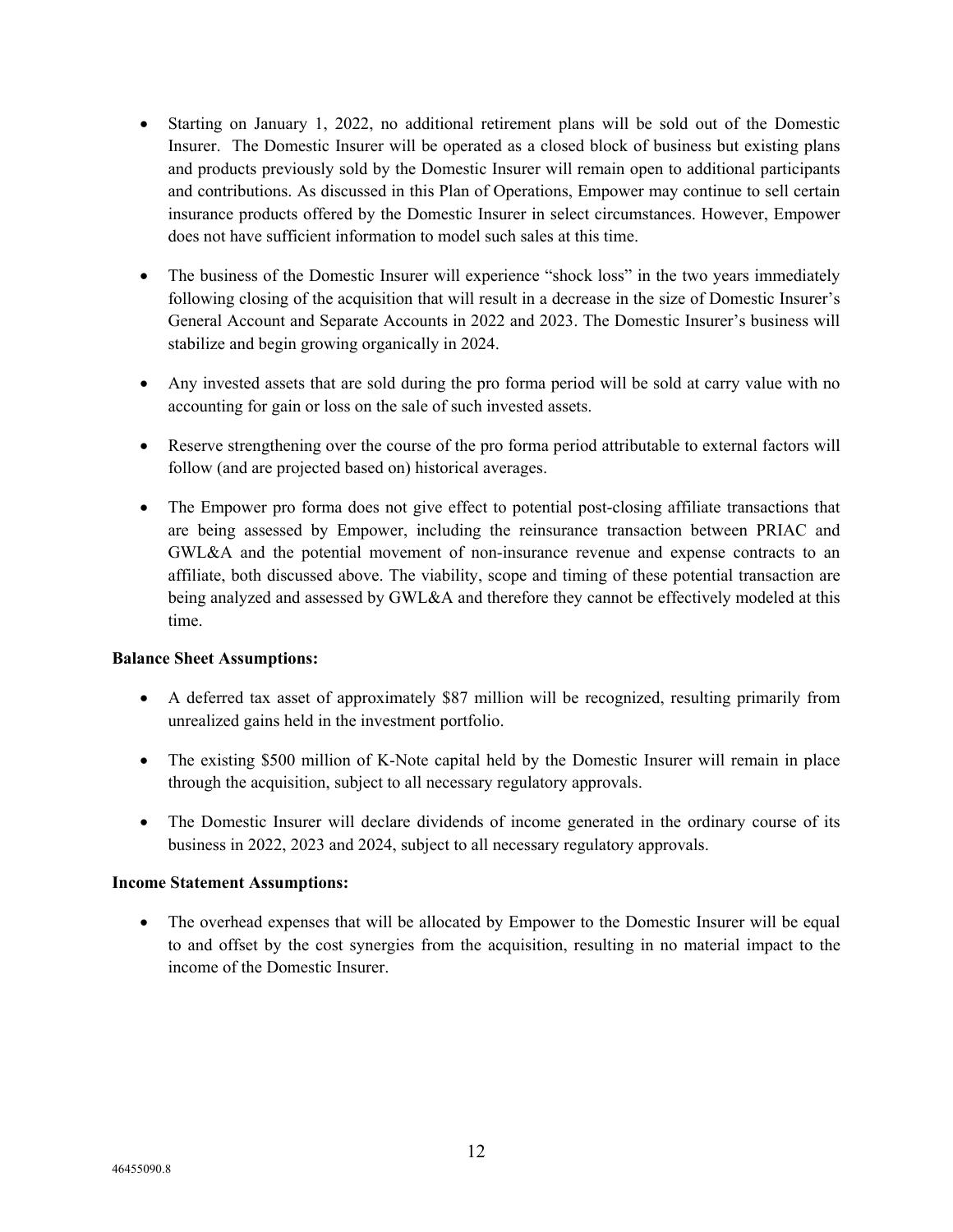- Starting on January 1, 2022, no additional retirement plans will be sold out of the Domestic Insurer. The Domestic Insurer will be operated as a closed block of business but existing plans and products previously sold by the Domestic Insurer will remain open to additional participants and contributions. As discussed in this Plan of Operations, Empower may continue to sell certain insurance products offered by the Domestic Insurer in select circumstances. However, Empower does not have sufficient information to model such sales at this time.

- The business of the Domestic Insurer will experience "shock loss" in the two years immediately following closing of the acquisition that will result in a decrease in the size of Domestic Insurer's General Account and Separate Accounts in 2022 and 2023. The Domestic Insurer's business will stabilize and begin growing organically in 2024.

- Any invested assets that are sold during the pro forma period will be sold at carry value with no accounting for gain or loss on the sale of such invested assets.

- Reserve strengthening over the course of the pro forma period attributable to external factors will follow (and are projected based on) historical averages.

- The Empower pro forma does not give effect to potential post-closing affiliate transactions that are being assessed by Empower, including the reinsurance transaction between PRIAC and GWL&A and the potential movement of non-insurance revenue and expense contracts to an affiliate, both discussed above. The viability, scope and timing of these potential transaction are being analyzed and assessed by GWL&A and therefore they cannot be effectively modeled at this time.

**Balance Sheet Assumptions:**

- A deferred tax asset of approximately $87 million will be recognized, resulting primarily from unrealized gains held in the investment portfolio.

- The existing $500 million of K-Note capital held by the Domestic Insurer will remain in place through the acquisition, subject to all necessary regulatory approvals.

- The Domestic Insurer will declare dividends of income generated in the ordinary course of its business in 2022, 2023 and 2024, subject to all necessary regulatory approvals.

**Income Statement Assumptions:**

- The overhead expenses that will be allocated by Empower to the Domestic Insurer will be equal to and offset by the cost synergies from the acquisition, resulting in no material impact to the income of the Domestic Insurer.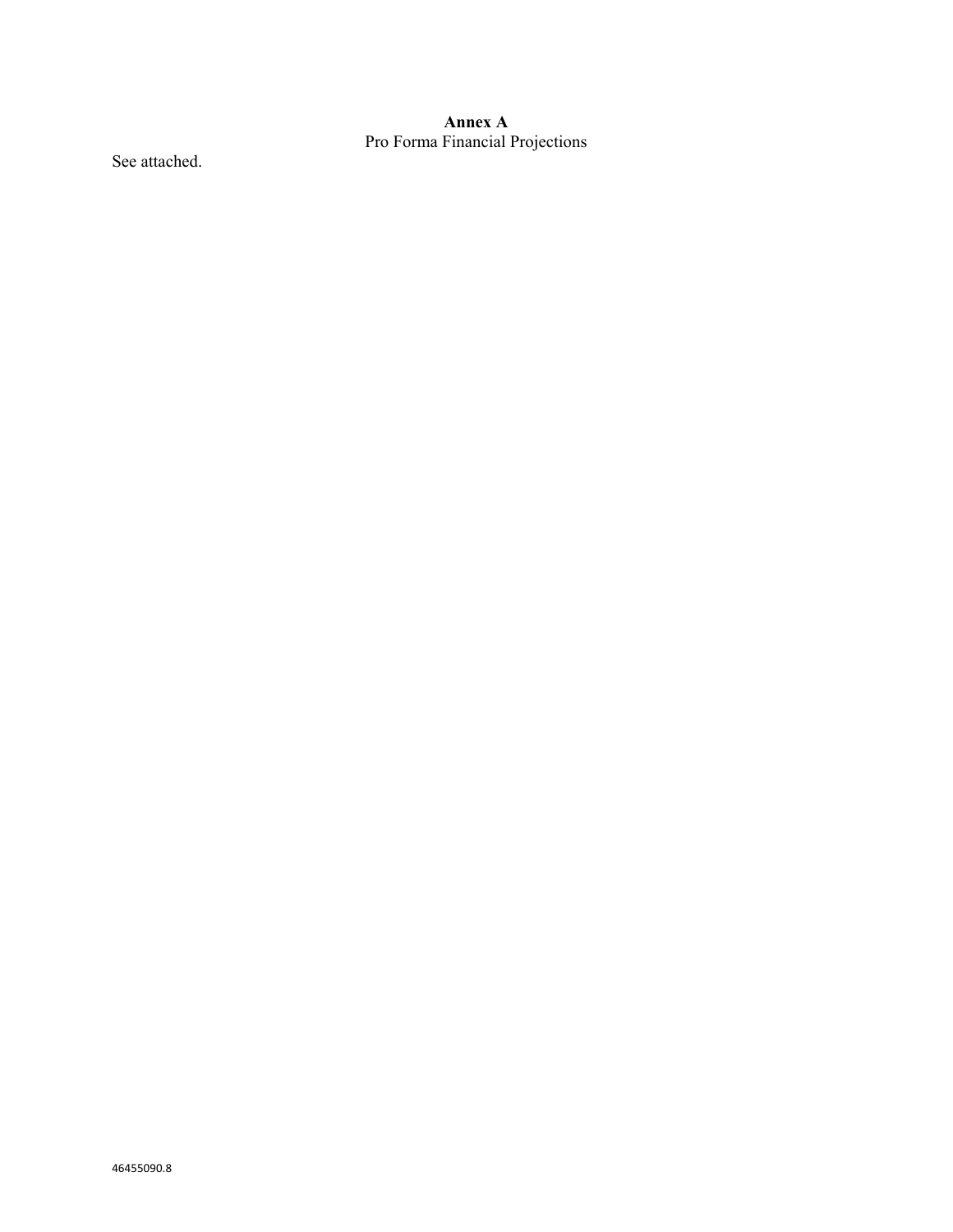**Annex A**

Pro Forma Financial Projections

See attached.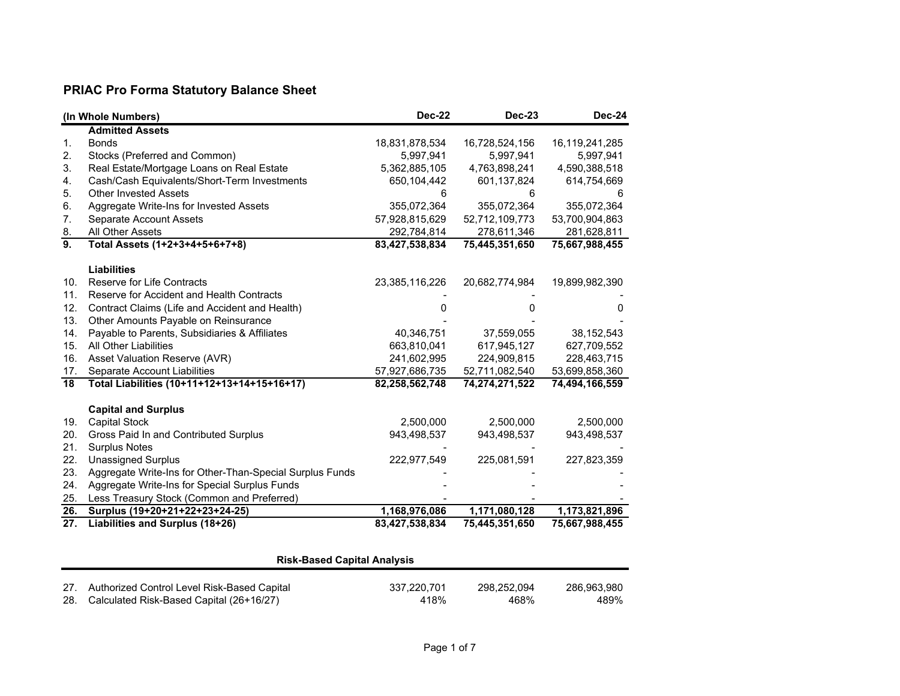## PRIAC Pro Forma Statutory Balance Sheet

| | (In Whole Numbers) | Dec-22 | Dec-23 | Dec-24 |
|---|---|---|---|---|
| | **Admitted Assets** | | | |
| 1. | Bonds | 18,831,878,534 | 16,728,524,156 | 16,119,241,285 |
| 2. | Stocks (Preferred and Common) | 5,997,941 | 5,997,941 | 5,997,941 |
| 3. | Real Estate/Mortgage Loans on Real Estate | 5,362,885,105 | 4,763,898,241 | 4,590,388,518 |
| 4. | Cash/Cash Equivalents/Short-Term Investments | 650,104,442 | 601,137,824 | 614,754,669 |
| 5. | Other Invested Assets | 6 | 6 | 6 |
| 6. | Aggregate Write-Ins for Invested Assets | 355,072,364 | 355,072,364 | 355,072,364 |
| 7. | Separate Account Assets | 57,928,815,629 | 52,712,109,773 | 53,700,904,863 |
| 8. | All Other Assets | 292,784,814 | 278,611,346 | 281,628,811 |
| **9.** | **Total Assets (1+2+3+4+5+6+7+8)** | **83,427,538,834** | **75,445,351,650** | **75,667,988,455** |
| | | | | |
| | **Liabilities** | | | |
| 10. | Reserve for Life Contracts | 23,385,116,226 | 20,682,774,984 | 19,899,982,390 |
| 11. | Reserve for Accident and Health Contracts | - | - | - |
| 12. | Contract Claims (Life and Accident and Health) | 0 | 0 | 0 |
| 13. | Other Amounts Payable on Reinsurance | - | - | - |
| 14. | Payable to Parents, Subsidiaries & Affiliates | 40,346,751 | 37,559,055 | 38,152,543 |
| 15. | All Other Liabilities | 663,810,041 | 617,945,127 | 627,709,552 |
| 16. | Asset Valuation Reserve (AVR) | 241,602,995 | 224,909,815 | 228,463,715 |
| 17. | Separate Account Liabilities | 57,927,686,735 | 52,711,082,540 | 53,699,858,360 |
| **18** | **Total Liabilities (10+11+12+13+14+15+16+17)** | **82,258,562,748** | **74,274,271,522** | **74,494,166,559** |
| | | | | |
| | **Capital and Surplus** | | | |
| 19. | Capital Stock | 2,500,000 | 2,500,000 | 2,500,000 |
| 20. | Gross Paid In and Contributed Surplus | 943,498,537 | 943,498,537 | 943,498,537 |
| 21. | Surplus Notes | - | - | - |
| 22. | Unassigned Surplus | 222,977,549 | 225,081,591 | 227,823,359 |
| 23. | Aggregate Write-Ins for Other-Than-Special Surplus Funds | - | - | - |
| 24. | Aggregate Write-Ins for Special Surplus Funds | - | - | - |
| 25. | Less Treasury Stock (Common and Preferred) | - | - | - |
| **26.** | **Surplus (19+20+21+22+23+24-25)** | **1,168,976,086** | **1,171,080,128** | **1,173,821,896** |
| **27.** | **Liabilities and Surplus (18+26)** | **83,427,538,834** | **75,445,351,650** | **75,667,988,455** |

### Risk-Based Capital Analysis

| | | Dec-22 | Dec-23 | Dec-24 |
|---|---|---|---|---|
| 27. | Authorized Control Level Risk-Based Capital | 337,220,701 | 298,252,094 | 286,963,980 |
| 28. | Calculated Risk-Based Capital (26+16/27) | 418% | 468% | 489% |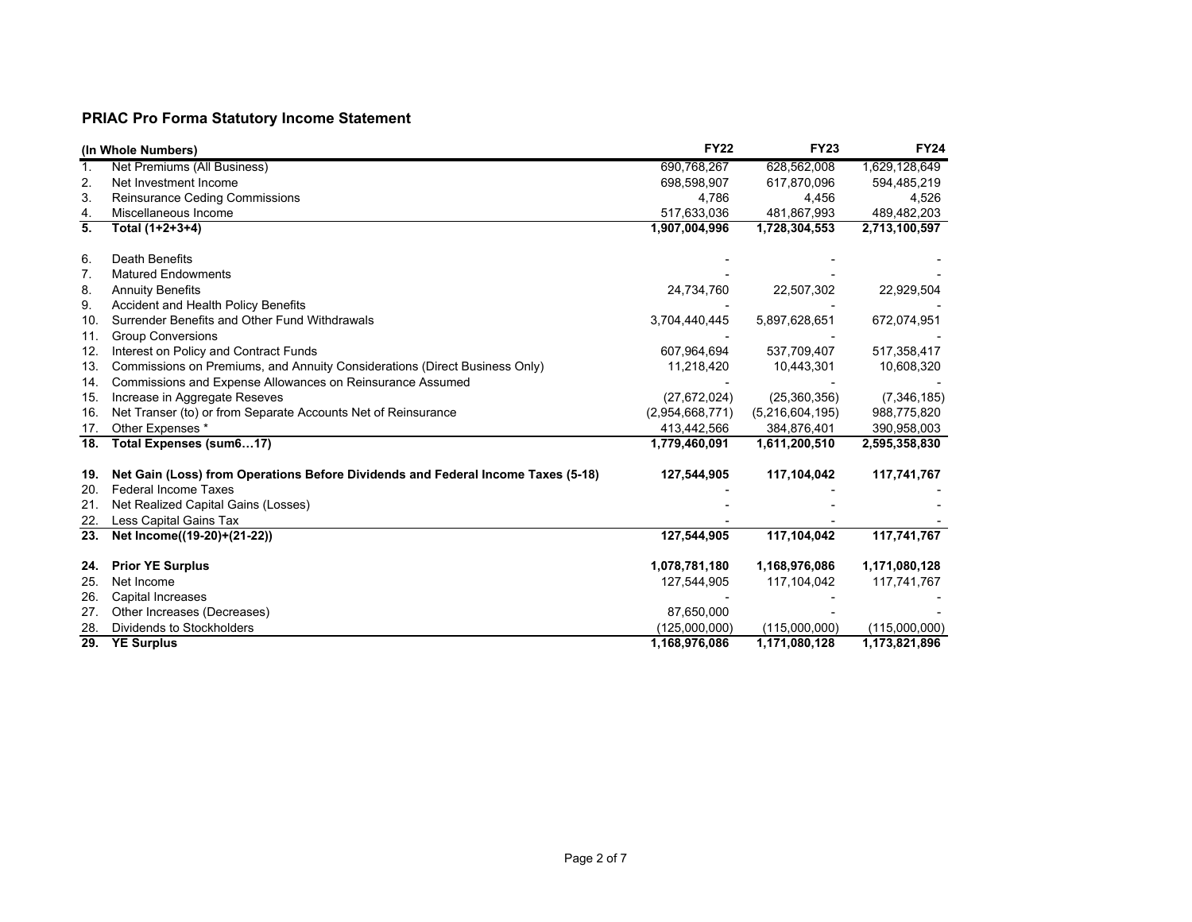## PRIAC Pro Forma Statutory Income Statement

| | (In Whole Numbers) | FY22 | FY23 | FY24 |
|---|---|---|---|---|
| 1. | Net Premiums (All Business) | 690,768,267 | 628,562,008 | 1,629,128,649 |
| 2. | Net Investment Income | 698,598,907 | 617,870,096 | 594,485,219 |
| 3. | Reinsurance Ceding Commissions | 4,786 | 4,456 | 4,526 |
| 4. | Miscellaneous Income | 517,633,036 | 481,867,993 | 489,482,203 |
| **5.** | **Total (1+2+3+4)** | **1,907,004,996** | **1,728,304,553** | **2,713,100,597** |
| | | | | |
| 6. | Death Benefits | - | - | - |
| 7. | Matured Endowments | - | - | - |
| 8. | Annuity Benefits | 24,734,760 | 22,507,302 | 22,929,504 |
| 9. | Accident and Health Policy Benefits | - | - | - |
| 10. | Surrender Benefits and Other Fund Withdrawals | 3,704,440,445 | 5,897,628,651 | 672,074,951 |
| 11. | Group Conversions | - | - | - |
| 12. | Interest on Policy and Contract Funds | 607,964,694 | 537,709,407 | 517,358,417 |
| 13. | Commissions on Premiums, and Annuity Considerations (Direct Business Only) | 11,218,420 | 10,443,301 | 10,608,320 |
| 14. | Commissions and Expense Allowances on Reinsurance Assumed | - | - | - |
| 15. | Increase in Aggregate Reseves | (27,672,024) | (25,360,356) | (7,346,185) |
| 16. | Net Transer (to) or from Separate Accounts Net of Reinsurance | (2,954,668,771) | (5,216,604,195) | 988,775,820 |
| 17. | Other Expenses * | 413,442,566 | 384,876,401 | 390,958,003 |
| **18.** | **Total Expenses (sum6…17)** | **1,779,460,091** | **1,611,200,510** | **2,595,358,830** |
| | | | | |
| **19.** | **Net Gain (Loss) from Operations Before Dividends and Federal Income Taxes (5-18)** | **127,544,905** | **117,104,042** | **117,741,767** |
| 20. | Federal Income Taxes | - | - | - |
| 21. | Net Realized Capital Gains (Losses) | - | - | - |
| 22. | Less Capital Gains Tax | - | - | - |
| **23.** | **Net Income((19-20)+(21-22))** | **127,544,905** | **117,104,042** | **117,741,767** |
| | | | | |
| **24.** | **Prior YE Surplus** | **1,078,781,180** | **1,168,976,086** | **1,171,080,128** |
| 25. | Net Income | 127,544,905 | 117,104,042 | 117,741,767 |
| 26. | Capital Increases | - | - | - |
| 27. | Other Increases (Decreases) | 87,650,000 | - | - |
| 28. | Dividends to Stockholders | (125,000,000) | (115,000,000) | (115,000,000) |
| **29.** | **YE Surplus** | **1,168,976,086** | **1,171,080,128** | **1,173,821,896** |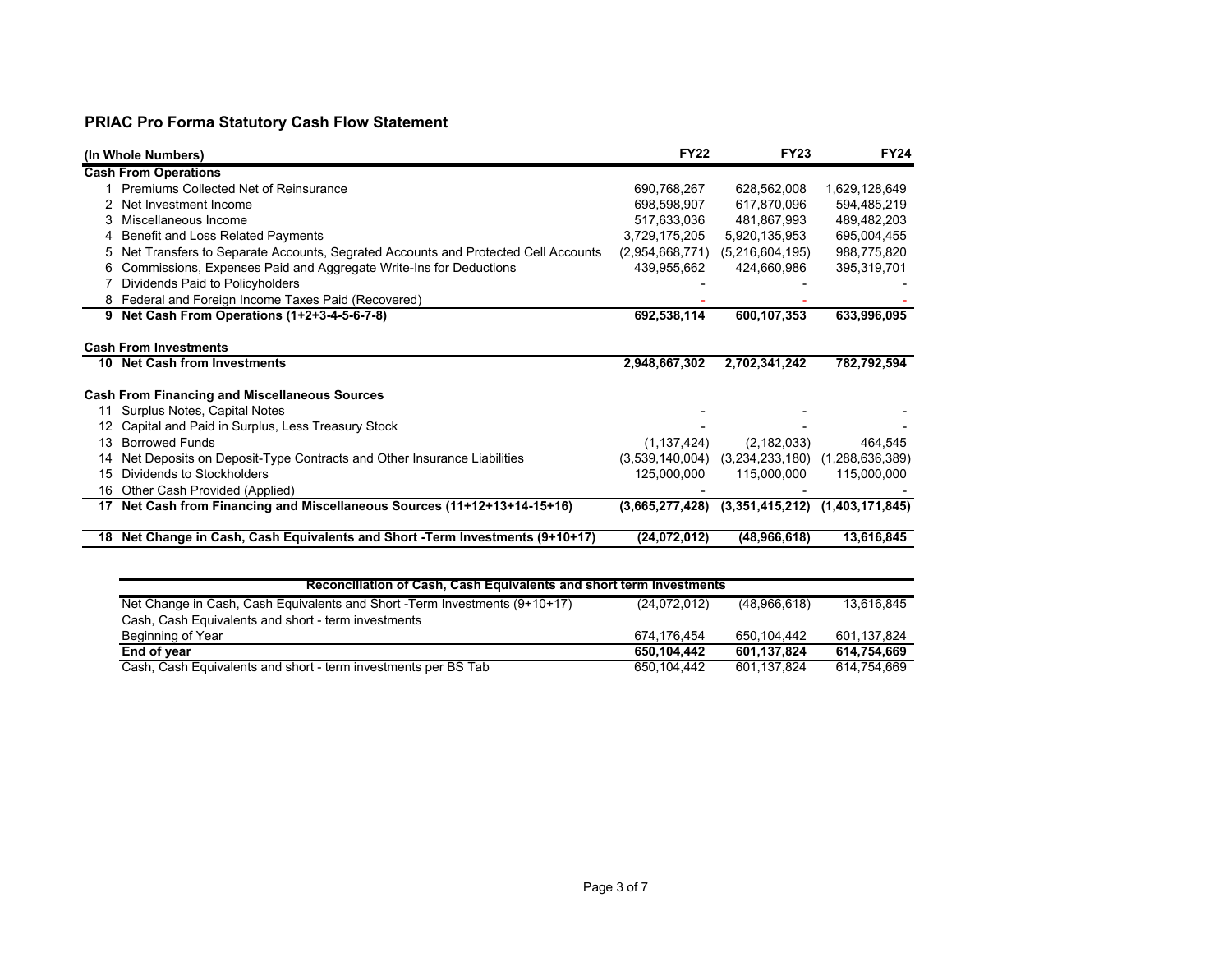## PRIAC Pro Forma Statutory Cash Flow Statement

| | (In Whole Numbers) | FY22 | FY23 | FY24 |
|---|---|---|---|---|
| | **Cash From Operations** | | | |
| 1 | Premiums Collected Net of Reinsurance | 690,768,267 | 628,562,008 | 1,629,128,649 |
| 2 | Net Investment Income | 698,598,907 | 617,870,096 | 594,485,219 |
| 3 | Miscellaneous Income | 517,633,036 | 481,867,993 | 489,482,203 |
| 4 | Benefit and Loss Related Payments | 3,729,175,205 | 5,920,135,953 | 695,004,455 |
| 5 | Net Transfers to Separate Accounts, Segrated Accounts and Protected Cell Accounts | (2,954,668,771) | (5,216,604,195) | 988,775,820 |
| 6 | Commissions, Expenses Paid and Aggregate Write-Ins for Deductions | 439,955,662 | 424,660,986 | 395,319,701 |
| 7 | Dividends Paid to Policyholders | - | - | - |
| 8 | Federal and Foreign Income Taxes Paid (Recovered) | - | - | - |
| **9** | **Net Cash From Operations (1+2+3-4-5-6-7-8)** | **692,538,114** | **600,107,353** | **633,996,095** |
| | **Cash From Investments** | | | |
| **10** | **Net Cash from Investments** | **2,948,667,302** | **2,702,341,242** | **782,792,594** |
| | **Cash From Financing and Miscellaneous Sources** | | | |
| 11 | Surplus Notes, Capital Notes | - | - | - |
| 12 | Capital and Paid in Surplus, Less Treasury Stock | - | - | - |
| 13 | Borrowed Funds | (1,137,424) | (2,182,033) | 464,545 |
| 14 | Net Deposits on Deposit-Type Contracts and Other Insurance Liabilities | (3,539,140,004) | (3,234,233,180) | (1,288,636,389) |
| 15 | Dividends to Stockholders | 125,000,000 | 115,000,000 | 115,000,000 |
| 16 | Other Cash Provided (Applied) | - | - | - |
| **17** | **Net Cash from Financing and Miscellaneous Sources (11+12+13+14-15+16)** | **(3,665,277,428)** | **(3,351,415,212)** | **(1,403,171,845)** |
| **18** | **Net Change in Cash, Cash Equivalents and Short -Term Investments (9+10+17)** | **(24,072,012)** | **(48,966,618)** | **13,616,845** |

| Reconciliation of Cash, Cash Equivalents and short term investments | | | |
|---|---|---|---|
| Net Change in Cash, Cash Equivalents and Short -Term Investments (9+10+17) | (24,072,012) | (48,966,618) | 13,616,845 |
| Cash, Cash Equivalents and short - term investments | | | |
| Beginning of Year | 674,176,454 | 650,104,442 | 601,137,824 |
| **End of year** | **650,104,442** | **601,137,824** | **614,754,669** |
| Cash, Cash Equivalents and short - term investments per BS Tab | 650,104,442 | 601,137,824 | 614,754,669 |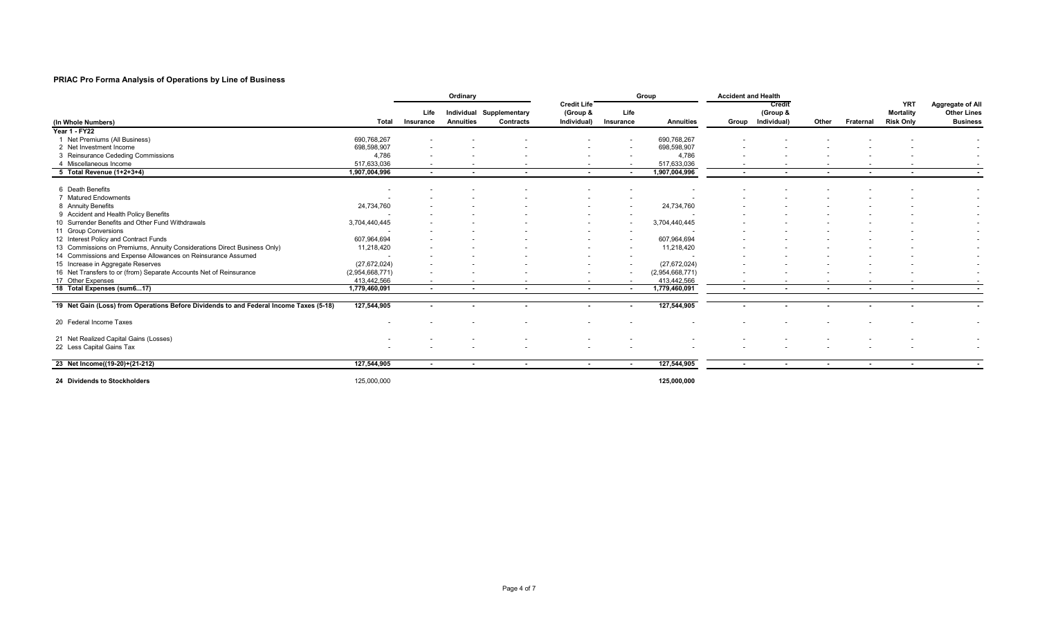## PRIAC Pro Forma Analysis of Operations by Line of Business

| (In Whole Numbers) | Total | Ordinary | | | Credit Life (Group & Individual) | Group | | Accident and Health | | | Fraternal | YRT Mortality Risk Only | Aggregate of All Other Lines Business |
|---|---|---|---|---|---|---|---|---|---|---|---|---|---|
| | | Life Insurance | Individual Annuities | Supplementary Contracts | | Life Insurance | Annuities | Group | Credit (Group & Individual) | Other | | | |
| **Year 1 - FY22** | | | | | | | | | | | | | |
| 1 Net Premiums (All Business) | 690,768,267 | - | - | - | - | - | 690,768,267 | - | - | - | - | - | - |
| 2 Net Investment Income | 698,598,907 | - | - | - | - | - | 698,598,907 | - | - | - | - | - | - |
| 3 Reinsurance Ceding Commissions | 4,786 | - | - | - | - | - | 4,786 | - | - | - | - | - | - |
| 4 Miscellaneous Income | 517,633,036 | - | - | - | - | - | 517,633,036 | - | - | - | - | - | - |
| **5 Total Revenue (1+2+3+4)** | **1,907,004,996** | - | - | - | - | - | **1,907,004,996** | - | - | - | - | - | - |
| 6 Death Benefits | - | - | - | - | - | - | - | - | - | - | - | - | - |
| 7 Matured Endowments | - | - | - | - | - | - | - | - | - | - | - | - | - |
| 8 Annuity Benefits | 24,734,760 | - | - | - | - | - | 24,734,760 | - | - | - | - | - | - |
| 9 Accident and Health Policy Benefits | - | - | - | - | - | - | - | - | - | - | - | - | - |
| 10 Surrender Benefits and Other Fund Withdrawals | 3,704,440,445 | - | - | - | - | - | 3,704,440,445 | - | - | - | - | - | - |
| 11 Group Conversions | - | - | - | - | - | - | - | - | - | - | - | - | - |
| 12 Interest Policy and Contract Funds | 607,964,694 | - | - | - | - | - | 607,964,694 | - | - | - | - | - | - |
| 13 Commissions on Premiums, Annuity Considerations Direct Business Only) | 11,218,420 | - | - | - | - | - | 11,218,420 | - | - | - | - | - | - |
| 14 Commissions and Expense Allowances on Reinsurance Assumed | - | - | - | - | - | - | - | - | - | - | - | - | - |
| 15 Increase in Aggregate Reserves | (27,672,024) | - | - | - | - | - | (27,672,024) | - | - | - | - | - | - |
| 16 Net Transfers to or (from) Separate Accounts Net of Reinsurance | (2,954,668,771) | - | - | - | - | - | (2,954,668,771) | - | - | - | - | - | - |
| 17 Other Expenses | 413,442,566 | - | - | - | - | - | 413,442,566 | - | - | - | - | - | - |
| **18 Total Expenses (sum6...17)** | **1,779,460,091** | - | - | - | - | - | **1,779,460,091** | - | - | - | - | - | - |
| **19 Net Gain (Loss) from Operations Before Dividends to and Federal Income Taxes (5-18)** | **127,544,905** | - | - | - | - | - | **127,544,905** | - | - | - | - | - | - |
| 20 Federal Income Taxes | - | - | - | - | - | - | - | - | - | - | - | - | - |
| 21 Net Realized Capital Gains (Losses) | - | - | - | - | - | - | - | - | - | - | - | - | - |
| 22 Less Capital Gains Tax | - | - | - | - | - | - | - | - | - | - | - | - | - |
| **23 Net Income((19-20)+(21-212)** | **127,544,905** | - | - | - | - | - | **127,544,905** | - | - | - | - | - | - |
| **24 Dividends to Stockholders** | 125,000,000 | | | | | | **125,000,000** | | | | | | |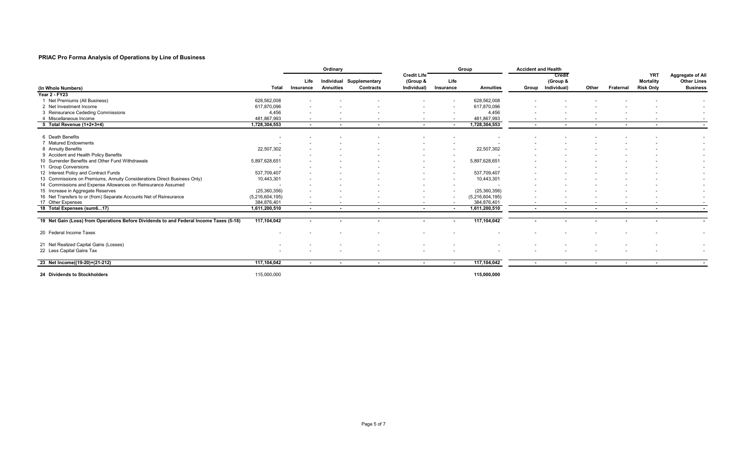**PRIAC Pro Forma Analysis of Operations by Line of Business**

| (In Whole Numbers) | Total | Ordinary | | | Credit Life (Group & Individual) | Group | | Accident and Health | | | Fraternal | YRT Mortality Risk Only | Aggregate of All Other Lines Business |
|---|---|---|---|---|---|---|---|---|---|---|---|---|---|
| | | Life Insurance | Individual Annuities | Supplementary Contracts | | Life Insurance | Annuities | Group | Credit (Group & Individual) | Other | | | |
| **Year 2 - FY23** | | | | | | | | | | | | | |
| 1 Net Premiums (All Business) | 628,562,008 | - | - | - | - | - | 628,562,008 | - | - | - | - | - | - |
| 2 Net Investment Income | 617,870,096 | - | - | - | - | - | 617,870,096 | - | - | - | - | - | - |
| 3 Reinsurance Ceding Commissions | 4,456 | - | - | - | - | - | 4,456 | - | - | - | - | - | - |
| 4 Miscellaneous Income | 481,867,993 | - | - | - | - | - | 481,867,993 | - | - | - | - | - | - |
| **5 Total Revenue (1+2+3+4)** | **1,728,304,553** | - | - | - | - | - | **1,728,304,553** | - | - | - | - | - | - |
| 6 Death Benefits | - | - | - | - | - | - | - | - | - | - | - | - | - |
| 7 Matured Endowments | - | - | - | - | - | - | - | - | - | - | - | - | - |
| 8 Annuity Benefits | 22,507,302 | - | - | - | - | - | 22,507,302 | - | - | - | - | - | - |
| 9 Accident and Health Policy Benefits | - | - | - | - | - | - | - | - | - | - | - | - | - |
| 10 Surrender Benefits and Other Fund Withdrawals | 5,897,628,651 | - | - | - | - | - | 5,897,628,651 | - | - | - | - | - | - |
| 11 Group Conversions | - | - | - | - | - | - | - | - | - | - | - | - | - |
| 12 Interest Policy and Contract Funds | 537,709,407 | - | - | - | - | - | 537,709,407 | - | - | - | - | - | - |
| 13 Commissions on Premiums, Annuity Considerations Direct Business Only) | 10,443,301 | - | - | - | - | - | 10,443,301 | - | - | - | - | - | - |
| 14 Commissions and Expense Allowances on Reinsurance Assumed | - | - | - | - | - | - | - | - | - | - | - | - | - |
| 15 Increase in Aggregate Reserves | (25,360,356) | - | - | - | - | - | (25,360,356) | - | - | - | - | - | - |
| 16 Net Transfers to or (from) Separate Accounts Net of Reinsurance | (5,216,604,195) | - | - | - | - | - | (5,216,604,195) | - | - | - | - | - | - |
| 17 Other Expenses | 384,876,401 | - | - | - | - | - | 384,876,401 | - | - | - | - | - | - |
| **18 Total Expenses (sum6...17)** | **1,611,200,510** | - | - | - | - | - | **1,611,200,510** | - | - | - | - | - | - |
| **19 Net Gain (Loss) from Operations Before Dividends to and Federal Income Taxes (5-18)** | **117,104,042** | - | - | - | - | - | **117,104,042** | - | - | - | - | - | - |
| 20 Federal Income Taxes | - | - | - | - | - | - | - | - | - | - | - | - | - |
| 21 Net Realized Capital Gains (Losses) | - | - | - | - | - | - | - | - | - | - | - | - | - |
| 22 Less Capital Gains Tax | - | - | - | - | - | - | - | - | - | - | - | - | - |
| **23 Net Income((19-20)+(21-212)** | **117,104,042** | - | - | - | - | - | **117,104,042** | - | - | - | - | - | - |
| **24 Dividends to Stockholders** | 115,000,000 | | | | | | **115,000,000** | | | | | | |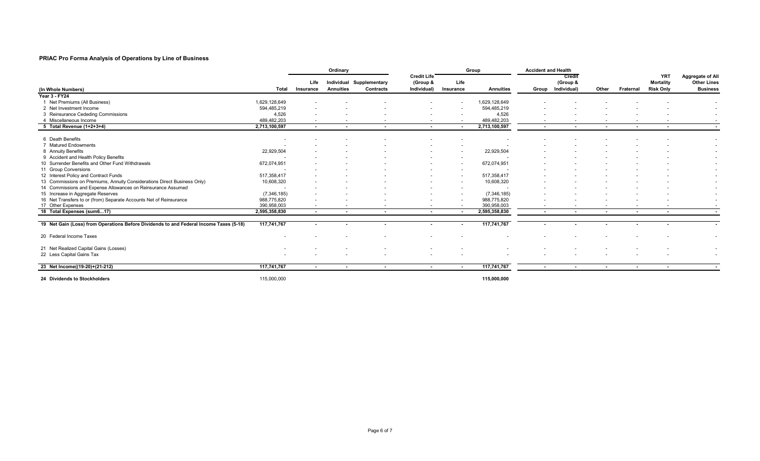## PRIAC Pro Forma Analysis of Operations by Line of Business

| (In Whole Numbers) | Total | Ordinary | | | Credit Life (Group & Individual) | Group | | Accident and Health | | | | | |
|---|---|---|---|---|---|---|---|---|---|---|---|---|---|
| | | Life Insurance | Individual Annuities | Supplementary Contracts | | Life Insurance | Annuities | Group | Credit (Group & Individual) | Other | Fraternal | YRT Mortality Risk Only | Aggregate of All Other Lines Business |
| **Year 3 - FY24** | | | | | | | | | | | | | |
| 1 Net Premiums (All Business) | 1,629,128,649 | - | - | - | - | - | 1,629,128,649 | - | - | - | - | - | - |
| 2 Net Investment Income | 594,485,219 | - | - | - | - | - | 594,485,219 | - | - | - | - | - | - |
| 3 Reinsurance Ceding Commissions | 4,526 | - | - | - | - | - | 4,526 | - | - | - | - | - | - |
| 4 Miscellaneous Income | 489,482,203 | - | - | - | - | - | 489,482,203 | - | - | - | - | - | - |
| **5 Total Revenue (1+2+3+4)** | **2,713,100,597** | **-** | **-** | **-** | **-** | **-** | **2,713,100,597** | **-** | **-** | **-** | **-** | **-** | **-** |
| 6 Death Benefits | - | - | - | - | - | - | - | - | - | - | - | - | - |
| 7 Matured Endowments | - | - | - | - | - | - | - | - | - | - | - | - | - |
| 8 Annuity Benefits | 22,929,504 | - | - | - | - | - | 22,929,504 | - | - | - | - | - | - |
| 9 Accident and Health Policy Benefits | - | - | - | - | - | - | - | - | - | - | - | - | - |
| 10 Surrender Benefits and Other Fund Withdrawals | 672,074,951 | - | - | - | - | - | 672,074,951 | - | - | - | - | - | - |
| 11 Group Conversions | - | - | - | - | - | - | - | - | - | - | - | - | - |
| 12 Interest Policy and Contract Funds | 517,358,417 | - | - | - | - | - | 517,358,417 | - | - | - | - | - | - |
| 13 Commissions on Premiums, Annuity Considerations Direct Business Only) | 10,608,320 | - | - | - | - | - | 10,608,320 | - | - | - | - | - | - |
| 14 Commissions and Expense Allowances on Reinsurance Assumed | - | - | - | - | - | - | - | - | - | - | - | - | - |
| 15 Increase in Aggregate Reserves | (7,346,185) | - | - | - | - | - | (7,346,185) | - | - | - | - | - | - |
| 16 Net Transfers to or (from) Separate Accounts Net of Reinsurance | 988,775,820 | - | - | - | - | - | 988,775,820 | - | - | - | - | - | - |
| 17 Other Expenses | 390,958,003 | - | - | - | - | - | 390,958,003 | - | - | - | - | - | - |
| **18 Total Expenses (sum6...17)** | **2,595,358,830** | **-** | **-** | **-** | **-** | **-** | **2,595,358,830** | **-** | **-** | **-** | **-** | **-** | **-** |
| **19 Net Gain (Loss) from Operations Before Dividends to and Federal Income Taxes (5-18)** | **117,741,767** | **-** | **-** | **-** | **-** | **-** | **117,741,767** | **-** | **-** | **-** | **-** | **-** | **-** |
| 20 Federal Income Taxes | - | - | - | - | - | - | - | - | - | - | - | - | - |
| 21 Net Realized Capital Gains (Losses) | - | - | - | - | - | - | - | - | - | - | - | - | - |
| 22 Less Capital Gains Tax | - | - | - | - | - | - | - | - | - | - | - | - | - |
| **23 Net Income((19-20)+(21-212)** | **117,741,767** | **-** | **-** | **-** | **-** | **-** | **117,741,767** | **-** | **-** | **-** | **-** | **-** | **-** |
| **24 Dividends to Stockholders** | 115,000,000 | | | | | | **115,000,000** | | | | | | |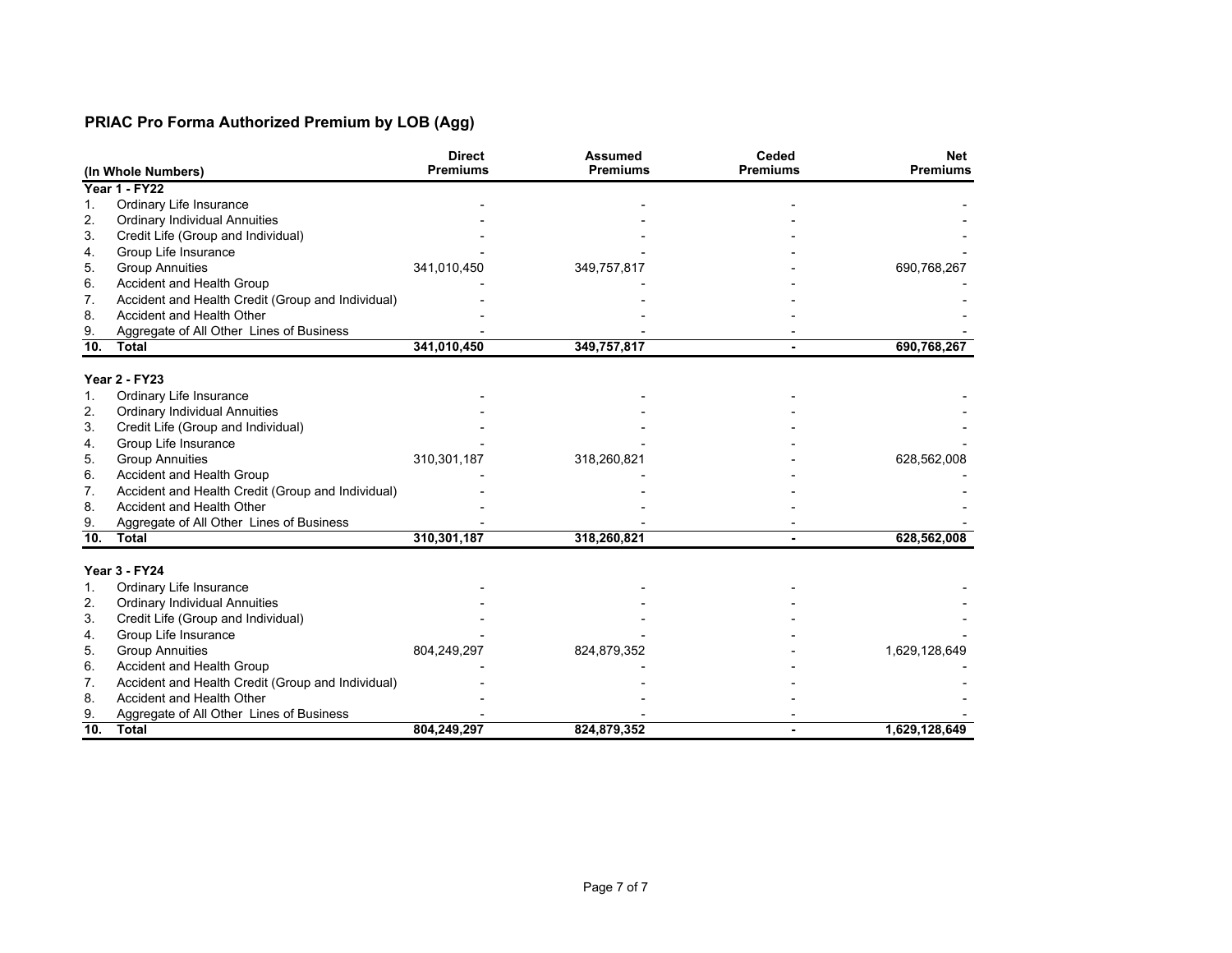## PRIAC Pro Forma Authorized Premium by LOB (Agg)

| (In Whole Numbers) | | Direct Premiums | Assumed Premiums | Ceded Premiums | Net Premiums |
|---|---|---|---|---|---|
| **Year 1 - FY22** | | | | | |
| 1. | Ordinary Life Insurance | - | - | - | - |
| 2. | Ordinary Individual Annuities | - | - | - | - |
| 3. | Credit Life (Group and Individual) | - | - | - | - |
| 4. | Group Life Insurance | - | - | - | - |
| 5. | Group Annuities | 341,010,450 | 349,757,817 | - | 690,768,267 |
| 6. | Accident and Health Group | - | - | - | - |
| 7. | Accident and Health Credit (Group and Individual) | - | - | - | - |
| 8. | Accident and Health Other | - | - | - | - |
| 9. | Aggregate of All Other Lines of Business | - | - | - | - |
| **10.** | **Total** | **341,010,450** | **349,757,817** | **-** | **690,768,267** |
| **Year 2 - FY23** | | | | | |
| 1. | Ordinary Life Insurance | - | - | - | - |
| 2. | Ordinary Individual Annuities | - | - | - | - |
| 3. | Credit Life (Group and Individual) | - | - | - | - |
| 4. | Group Life Insurance | - | - | - | - |
| 5. | Group Annuities | 310,301,187 | 318,260,821 | - | 628,562,008 |
| 6. | Accident and Health Group | - | - | - | - |
| 7. | Accident and Health Credit (Group and Individual) | - | - | - | - |
| 8. | Accident and Health Other | - | - | - | - |
| 9. | Aggregate of All Other Lines of Business | - | - | - | - |
| **10.** | **Total** | **310,301,187** | **318,260,821** | **-** | **628,562,008** |
| **Year 3 - FY24** | | | | | |
| 1. | Ordinary Life Insurance | - | - | - | - |
| 2. | Ordinary Individual Annuities | - | - | - | - |
| 3. | Credit Life (Group and Individual) | - | - | - | - |
| 4. | Group Life Insurance | - | - | - | - |
| 5. | Group Annuities | 804,249,297 | 824,879,352 | - | 1,629,128,649 |
| 6. | Accident and Health Group | - | - | - | - |
| 7. | Accident and Health Credit (Group and Individual) | - | - | - | - |
| 8. | Accident and Health Other | - | - | - | - |
| 9. | Aggregate of All Other Lines of Business | - | - | - | - |
| **10.** | **Total** | **804,249,297** | **824,879,352** | **-** | **1,629,128,649** |